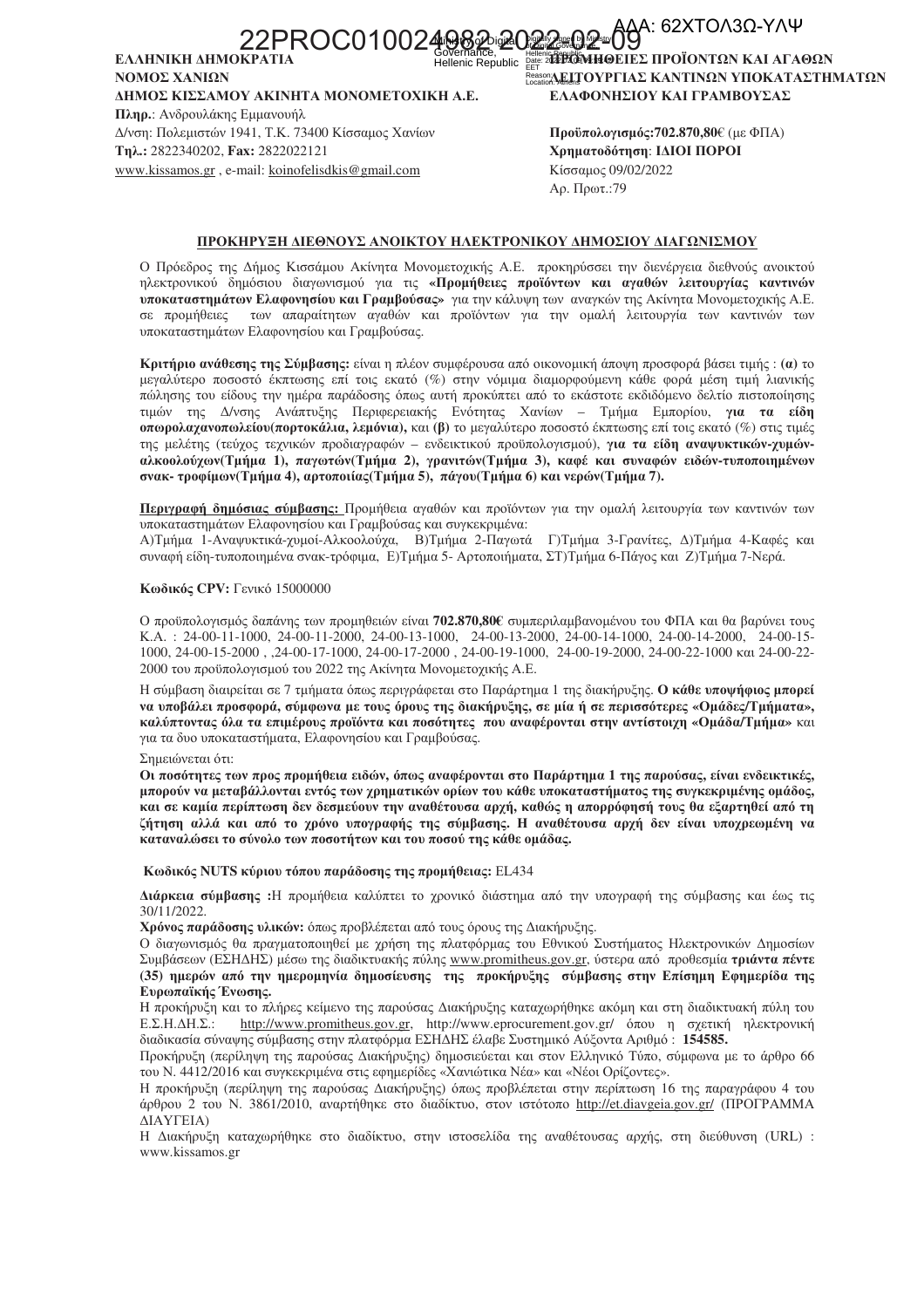22PROC010024982 2022-02-09

ΑΔΑ: 62ΧΤΟΛ3Ω-ΥΛΨ

**ΕΛΛΗΝΙΚΗ ΔΗΜΟΚΡΑΤΙΑ**
**ΝΟΜΟΣ ΧΑΝΙΩΝ**
**ΔΗΜΟΣ ΚΙΣΣΑΜΟΥ ΑΚΙΝΗΤΑ ΜΟΝΟΜΕΤΟΧΙΚΗ Α.Ε.**
**Πληρ.**: Ανδρουλάκης Εμμανουήλ
Δ/νση: Πολεμιστών 1941, Τ.Κ. 73400 Κίσσαμος Χανίων
**Τηλ.:** 2822340202, **Fax:** 2822022121
www.kissamos.gr , e-mail: koinofelisdkis@gmail.com

**ΠΡΟΜΗΘΕΙΕΣ ΠΡΟΪΟΝΤΩΝ ΚΑΙ ΑΓΑΘΩΝ ΛΕΙΤΟΥΡΓΙΑΣ ΚΑΝΤΙΝΩΝ ΥΠΟΚΑΤΑΣΤΗΜΑΤΩΝ ΕΛΑΦΟΝΗΣΙΟΥ ΚΑΙ ΓΡΑΜΒΟΥΣΑΣ**

**Προϋπολογισμός:702.870,80**€ (με ΦΠΑ)
**Χρηματοδότηση**: **ΙΔΙΟΙ ΠΟΡΟΙ**
Κίσσαμος 09/02/2022
Αρ. Πρωτ.:79

## ΠΡΟΚΗΡΥΞΗ ΔΙΕΘΝΟΥΣ ΑΝΟΙΚΤΟΥ ΗΛΕΚΤΡΟΝΙΚΟΥ ΔΗΜΟΣΙΟΥ ΔΙΑΓΩΝΙΣΜΟΥ

Ο Πρόεδρος της Δήμος Κισσάμου Ακίνητα Μονομετοχικής Α.Ε. προκηρύσσει την διενέργεια διεθνούς ανοικτού ηλεκτρονικού δημόσιου διαγωνισμού για τις **«Προμήθειες προϊόντων και αγαθών λειτουργίας καντινών υποκαταστημάτων Ελαφονησίου και Γραμβούσας»** για την κάλυψη των αναγκών της Ακίνητα Μονομετοχικής Α.Ε. σε προμήθειες των απαραίτητων αγαθών και προϊόντων για την ομαλή λειτουργία των καντινών των υποκαταστημάτων Ελαφονησίου και Γραμβούσας.

**Κριτήριο ανάθεσης της Σύμβασης:** είναι η πλέον συμφέρουσα από οικονομική άποψη προσφορά βάσει τιμής : **(α)** το μεγαλύτερο ποσοστό έκπτωσης επί τοις εκατό (%) στην νόμιμα διαμορφούμενη κάθε φορά μέση τιμή λιανικής πώλησης του είδους την ημέρα παράδοσης όπως αυτή προκύπτει από το εκάστοτε εκδιδόμενο δελτίο πιστοποίησης τιμών της Δ/νσης Ανάπτυξης Περιφερειακής Ενότητας Χανίων – Τμήμα Εμπορίου, **για τα είδη οπωρολαχανοπωλείου(πορτοκάλια, λεμόνια),** και **(β)** το μεγαλύτερο ποσοστό έκπτωσης επί τοις εκατό (%) στις τιμές της μελέτης (τεύχος τεχνικών προδιαγραφών – ενδεικτικού προϋπολογισμού), **για τα είδη αναψυκτικών-χυμών-αλκοολούχων(Τμήμα 1), παγωτών(Τμήμα 2), γρανιτών(Τμήμα 3), καφέ και συναφών ειδών-τυποποιημένων σνακ- τροφίμων(Τμήμα 4), αρτοποιίας(Τμήμα 5), πάγου(Τμήμα 6) και νερών(Τμήμα 7).**

**<u>Περιγραφή δημόσιας σύμβασης:</u>** Προμήθεια αγαθών και προϊόντων για την ομαλή λειτουργία των καντινών των υποκαταστημάτων Ελαφονησίου και Γραμβούσας και συγκεκριμένα:
Α)Τμήμα 1-Αναψυκτικά-χυμοί-Αλκοολούχα, Β)Τμήμα 2-Παγωτά Γ)Τμήμα 3-Γρανίτες, Δ)Τμήμα 4-Καφές και συναφή είδη-τυποποιημένα σνακ-τρόφιμα, Ε)Τμήμα 5- Αρτοποιήματα, ΣΤ)Τμήμα 6-Πάγος και Ζ)Τμήμα 7-Νερά.

**Κωδικός CPV:** Γενικό 15000000

Ο προϋπολογισμός δαπάνης των προμηθειών είναι **702.870,80€** συμπεριλαμβανομένου του ΦΠΑ και θα βαρύνει τους Κ.Α. : 24-00-11-1000, 24-00-11-2000, 24-00-13-1000, 24-00-13-2000, 24-00-14-1000, 24-00-14-2000, 24-00-15-1000, 24-00-15-2000 , ,24-00-17-1000, 24-00-17-2000 , 24-00-19-1000, 24-00-19-2000, 24-00-22-1000 και 24-00-22-2000 του προϋπολογισμού του 2022 της Ακίνητα Μονομετοχικής Α.Ε.

Η σύμβαση διαιρείται σε 7 τμήματα όπως περιγράφεται στο Παράρτημα 1 της διακήρυξης. **Ο κάθε υποψήφιος μπορεί να υποβάλει προσφορά, σύμφωνα με τους όρους της διακήρυξης, σε μία ή σε περισσότερες «Ομάδες/Τμήματα», καλύπτοντας όλα τα επιμέρους προϊόντα και ποσότητες που αναφέρονται στην αντίστοιχη «Ομάδα/Τμήμα»** και για τα δυο υποκαταστήματα, Ελαφονησίου και Γραμβούσας.

Σημειώνεται ότι:
**Οι ποσότητες των προς προμήθεια ειδών, όπως αναφέρονται στο Παράρτημα 1 της παρούσας, είναι ενδεικτικές, μπορούν να μεταβάλλονται εντός των χρηματικών ορίων του κάθε υποκαταστήματος της συγκεκριμένης ομάδας, και σε καμία περίπτωση δεν δεσμεύουν την αναθέτουσα αρχή, καθώς η απορρόφησή τους θα εξαρτηθεί από τη ζήτηση αλλά και από το χρόνο υπογραφής της σύμβασης. Η αναθέτουσα αρχή δεν είναι υποχρεωμένη να καταναλώσει το σύνολο των ποσοτήτων και του ποσού της κάθε ομάδας.**

**Κωδικός NUTS κύριου τόπου παράδοσης της προμήθειας:** EL434

**Διάρκεια σύμβασης :**Η προμήθεια καλύπτει το χρονικό διάστημα από την υπογραφή της σύμβασης και έως τις 30/11/2022.
**Χρόνος παράδοσης υλικών:** όπως προβλέπεται από τους όρους της Διακήρυξης.
Ο διαγωνισμός θα πραγματοποιηθεί με χρήση της πλατφόρμας του Εθνικού Συστήματος Ηλεκτρονικών Δημοσίων Συμβάσεων (ΕΣΗΔΗΣ) μέσω της διαδικτυακής πύλης www.promitheus.gov.gr, ύστερα από προθεσμία **τριάντα πέντε (35) ημερών από την ημερομηνία δημοσίευσης της προκήρυξης σύμβασης στην Επίσημη Εφημερίδα της Ευρωπαϊκής Ένωσης.**
Η προκήρυξη και το πλήρες κείμενο της παρούσας Διακήρυξης καταχωρήθηκε ακόμη και στη διαδικτυακή πύλη του Ε.Σ.Η.ΔΗ.Σ.: http://www.promitheus.gov.gr, http://www.eprocurement.gov.gr/ όπου η σχετική ηλεκτρονική διαδικασία σύναψης σύμβασης στην πλατφόρμα ΕΣΗΔΗΣ έλαβε Συστημικό Αύξοντα Αριθμό : **154585.**
Προκήρυξη (περίληψη της παρούσας Διακήρυξης) δημοσιεύεται και στον Ελληνικό Τύπο, σύμφωνα με το άρθρο 66 του Ν. 4412/2016 και συγκεκριμένα στις εφημερίδες «Χανιώτικα Νέα» και «Νέοι Ορίζοντες».
Η προκήρυξη (περίληψη της παρούσας Διακήρυξης) όπως προβλέπεται στην περίπτωση 16 της παραγράφου 4 του άρθρου 2 του Ν. 3861/2010, αναρτήθηκε στο διαδίκτυο, στον ιστότοπο http://et.diavgeia.gov.gr/ (ΠΡΟΓΡΑΜΜΑ ΔΙΑΥΓΕΙΑ)
Η Διακήρυξη καταχωρήθηκε στο διαδίκτυο, στην ιστοσελίδα της αναθέτουσας αρχής, στη διεύθυνση (URL) : www.kissamos.gr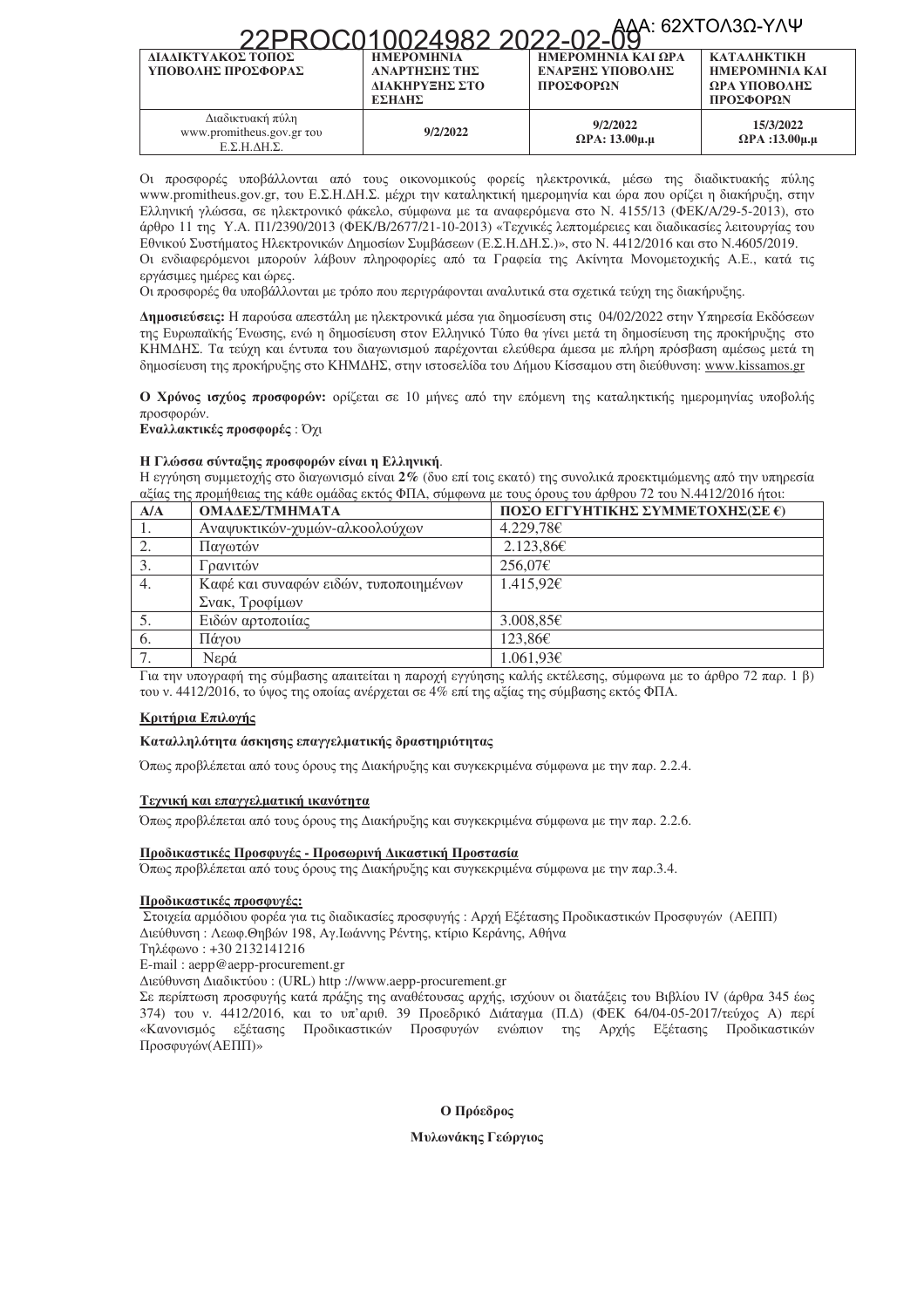| ΔΙΑΔΙΚΤΥΑΚΟΣ ΤΟΠΟΣ ΥΠΟΒΟΛΗΣ ΠΡΟΣΦΟΡΑΣ | ΗΜΕΡΟΜΗΝΙΑ ΑΝΑΡΤΗΣΗΣ ΤΗΣ ΔΙΑΚΗΡΥΞΗΣ ΣΤΟ ΕΣΗΔΗΣ | ΗΜΕΡΟΜΗΝΙΑ ΚΑΙ ΩΡΑ ΕΝΑΡΞΗΣ ΥΠΟΒΟΛΗΣ ΠΡΟΣΦΟΡΩΝ | ΚΑΤΑΛΗΚΤΙΚΗ ΗΜΕΡΟΜΗΝΙΑ ΚΑΙ ΩΡΑ ΥΠΟΒΟΛΗΣ ΠΡΟΣΦΟΡΩΝ |
|---|---|---|---|
| Διαδικτυακή πύλη www.promitheus.gov.gr του Ε.Σ.Η.ΔΗ.Σ. | 9/2/2022 | 9/2/2022 ΩΡΑ: 13.00μ.μ | 15/3/2022 ΩΡΑ :13.00μ.μ |

Οι προσφορές υποβάλλονται από τους οικονομικούς φορείς ηλεκτρονικά, μέσω της διαδικτυακής πύλης www.promitheus.gov.gr, του Ε.Σ.Η.ΔΗ.Σ. μέχρι την καταληκτική ημερομηνία και ώρα που ορίζει η διακήρυξη, στην Ελληνική γλώσσα, σε ηλεκτρονικό φάκελο, σύμφωνα με τα αναφερόμενα στο Ν. 4155/13 (ΦΕΚ/Α/29-5-2013), στο άρθρο 11 της Υ.Α. Π1/2390/2013 (ΦΕΚ/Β/2677/21-10-2013) «Τεχνικές λεπτομέρειες και διαδικασίες λειτουργίας του Εθνικού Συστήματος Ηλεκτρονικών Δημοσίων Συμβάσεων (Ε.Σ.Η.ΔΗ.Σ.)», στο Ν. 4412/2016 και στο Ν.4605/2019.
Οι ενδιαφερόμενοι μπορούν λάβουν πληροφορίες από τα Γραφεία της Ακίνητα Μονομετοχικής Α.Ε., κατά τις εργάσιμες ημέρες και ώρες.
Οι προσφορές θα υποβάλλονται με τρόπο που περιγράφονται αναλυτικά στα σχετικά τεύχη της διακήρυξης.

**Δημοσιεύσεις:** Η παρούσα απεστάλη με ηλεκτρονικά μέσα για δημοσίευση στις 04/02/2022 στην Υπηρεσία Εκδόσεων της Ευρωπαϊκής Ένωσης, ενώ η δημοσίευση στον Ελληνικό Τύπο θα γίνει μετά τη δημοσίευση της προκήρυξης στο ΚΗΜΔΗΣ. Τα τεύχη και έντυπα του διαγωνισμού παρέχονται ελεύθερα άμεσα με πλήρη πρόσβαση αμέσως μετά τη δημοσίευση της προκήρυξης στο ΚΗΜΔΗΣ, στην ιστοσελίδα του Δήμου Κίσσαμου στη διεύθυνση: www.kissamos.gr

**Ο Χρόνος ισχύος προσφορών:** ορίζεται σε 10 μήνες από την επόμενη της καταληκτικής ημερομηνίας υποβολής προσφορών.
**Εναλλακτικές προσφορές** : Όχι

**Η Γλώσσα σύνταξης προσφορών είναι η Ελληνική**.
Η εγγύηση συμμετοχής στο διαγωνισμό είναι **2%** (δυο επί τοις εκατό) της συνολικά προεκτιμώμενης από την υπηρεσία αξίας της προμήθειας της κάθε ομάδας εκτός ΦΠΑ, σύμφωνα με τους όρους του άρθρου 72 του Ν.4412/2016 ήτοι:

| Α/Α | ΟΜΑΔΕΣ/ΤΜΗΜΑΤΑ | ΠΟΣΟ ΕΓΓΥΗΤΙΚΗΣ ΣΥΜΜΕΤΟΧΗΣ(ΣΕ €) |
|---|---|---|
| 1. | Αναψυκτικών-χυμών-αλκοολούχων | 4.229,78€ |
| 2. | Παγωτών | 2.123,86€ |
| 3. | Γρανιτών | 256,07€ |
| 4. | Καφέ και συναφών ειδών, τυποποιημένων Σνακ, Τροφίμων | 1.415,92€ |
| 5. | Ειδών αρτοποιίας | 3.008,85€ |
| 6. | Πάγου | 123,86€ |
| 7. | Νερά | 1.061,93€ |

Για την υπογραφή της σύμβασης απαιτείται η παροχή εγγύησης καλής εκτέλεσης, σύμφωνα με το άρθρο 72 παρ. 1 β) του ν. 4412/2016, το ύψος της οποίας ανέρχεται σε 4% επί της αξίας της σύμβασης εκτός ΦΠΑ.

**Κριτήρια Επιλογής**

**Καταλληλότητα άσκησης επαγγελματικής δραστηριότητας**

Όπως προβλέπεται από τους όρους της Διακήρυξης και συγκεκριμένα σύμφωνα με την παρ. 2.2.4.

**Τεχνική και επαγγελματική ικανότητα**

Όπως προβλέπεται από τους όρους της Διακήρυξης και συγκεκριμένα σύμφωνα με την παρ. 2.2.6.

**Προδικαστικές Προσφυγές - Προσωρινή Δικαστική Προστασία**

Όπως προβλέπεται από τους όρους της Διακήρυξης και συγκεκριμένα σύμφωνα με την παρ.3.4.

**Προδικαστικές προσφυγές:**

Στοιχεία αρμόδιου φορέα για τις διαδικασίες προσφυγής : Αρχή Εξέτασης Προδικαστικών Προσφυγών (ΑΕΠΠ)
Διεύθυνση : Λεωφ.Θηβών 198, Αγ.Ιωάννης Ρέντης, κτίριο Κεράνης, Αθήνα
Τηλέφωνο : +30 2132141216
E-mail : aepp@aepp-procurement.gr
Διεύθυνση Διαδικτύου : (URL) http ://www.aepp-procurement.gr
Σε περίπτωση προσφυγής κατά πράξης της αναθέτουσας αρχής, ισχύουν οι διατάξεις του Βιβλίου IV (άρθρα 345 έως 374) του ν. 4412/2016, και το υπ'αριθ. 39 Προεδρικό Διάταγμα (Π.Δ) (ΦΕΚ 64/04-05-2017/τεύχος Α) περί «Κανονισμός εξέτασης Προδικαστικών Προσφυγών ενώπιον της Αρχής Εξέτασης Προδικαστικών Προσφυγών(ΑΕΠΠ)»

**Ο Πρόεδρος**

**Μυλωνάκης Γεώργιος**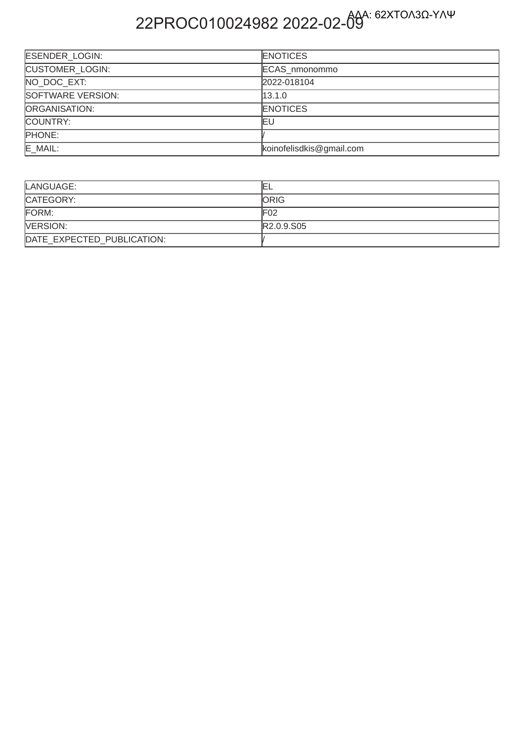22PROC010024982 2022-02-09

ΑΔΑ: 62ΧΤΟΛ3Ω-ΥΛΨ

| ESENDER_LOGIN: | ENOTICES |
|---|---|
| CUSTOMER_LOGIN: | ECAS_nmonommo |
| NO_DOC_EXT: | 2022-018104 |
| SOFTWARE VERSION: | 13.1.0 |
| ORGANISATION: | ENOTICES |
| COUNTRY: | EU |
| PHONE: | / |
| E_MAIL: | koinofelisdkis@gmail.com |

| LANGUAGE: | EL |
|---|---|
| CATEGORY: | ORIG |
| FORM: | F02 |
| VERSION: | R2.0.9.S05 |
| DATE_EXPECTED_PUBLICATION: | / |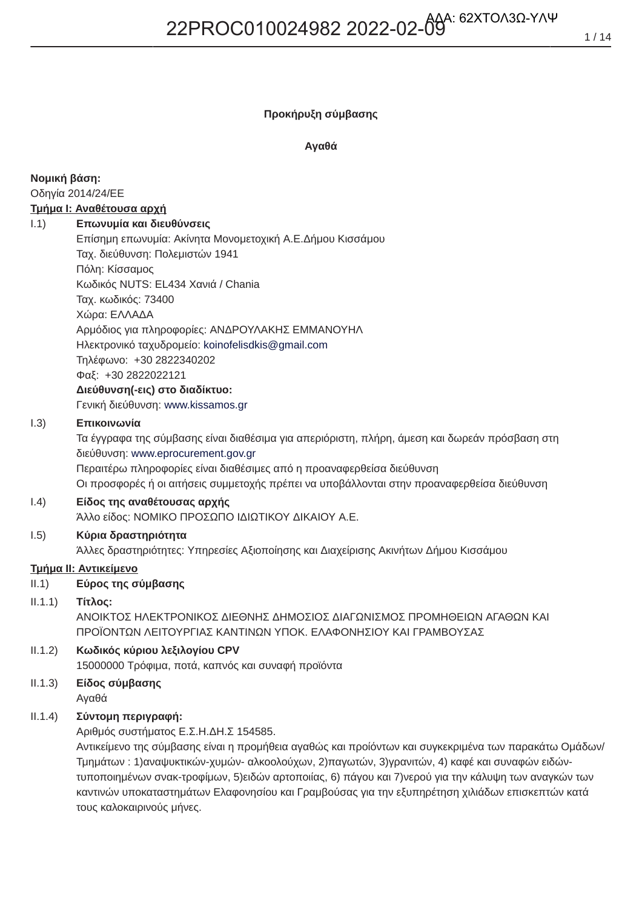**Προκήρυξη σύμβασης**

**Αγαθά**

**Νομική βάση:**
Οδηγία 2014/24/ΕΕ

**Τμήμα I: Αναθέτουσα αρχή**

I.1) **Επωνυμία και διευθύνσεις**
Επίσημη επωνυμία: Ακίνητα Μονομετοχική Α.Ε.Δήμου Κισσάμου
Ταχ. διεύθυνση: Πολεμιστών 1941
Πόλη: Κίσσαμος
Κωδικός NUTS: EL434 Χανιά / Chania
Ταχ. κωδικός: 73400
Χώρα: ΕΛΛΑΔΑ
Αρμόδιος για πληροφορίες: ΑΝΔΡΟΥΛΑΚΗΣ ΕΜΜΑΝΟΥΗΛ
Ηλεκτρονικό ταχυδρομείο: koinofelisdkis@gmail.com
Τηλέφωνο: +30 2822340202
Φαξ: +30 2822022121
**Διεύθυνση(-εις) στο διαδίκτυο:**
Γενική διεύθυνση: www.kissamos.gr

I.3) **Επικοινωνία**
Τα έγγραφα της σύμβασης είναι διαθέσιμα για απεριόριστη, πλήρη, άμεση και δωρεάν πρόσβαση στη διεύθυνση: www.eprocurement.gov.gr
Περαιτέρω πληροφορίες είναι διαθέσιμες από η προαναφερθείσα διεύθυνση
Οι προσφορές ή οι αιτήσεις συμμετοχής πρέπει να υποβάλλονται στην προαναφερθείσα διεύθυνση

I.4) **Είδος της αναθέτουσας αρχής**
Άλλο είδος: ΝΟΜΙΚΟ ΠΡΟΣΩΠΟ ΙΔΙΩΤΙΚΟΥ ΔΙΚΑΙΟΥ Α.Ε.

I.5) **Κύρια δραστηριότητα**
Άλλες δραστηριότητες: Υπηρεσίες Αξιοποίησης και Διαχείρισης Ακινήτων Δήμου Κισσάμου

**Τμήμα II: Αντικείμενο**

II.1) **Εύρος της σύμβασης**

II.1.1) **Τίτλος:**
ΑΝΟΙΚΤΟΣ ΗΛΕΚΤΡΟΝΙΚΟΣ ΔΙΕΘΝΗΣ ΔΗΜΟΣΙΟΣ ΔΙΑΓΩΝΙΣΜΟΣ ΠΡΟΜΗΘΕΙΩΝ ΑΓΑΘΩΝ ΚΑΙ ΠΡΟΪΟΝΤΩΝ ΛΕΙΤΟΥΡΓΙΑΣ ΚΑΝΤΙΝΩΝ ΥΠΟΚ. ΕΛΑΦΟΝΗΣΙΟΥ ΚΑΙ ΓΡΑΜΒΟΥΣΑΣ

II.1.2) **Κωδικός κύριου λεξιλογίου CPV**
15000000 Τρόφιμα, ποτά, καπνός και συναφή προϊόντα

II.1.3) **Είδος σύμβασης**
Αγαθά

II.1.4) **Σύντομη περιγραφή:**
Αριθμός συστήματος Ε.Σ.Η.ΔΗ.Σ 154585.
Αντικείμενο της σύμβασης είναι η προμήθεια αγαθώς και προίόντων και συγκεκριμένα των παρακάτω Ομάδων/ Τμημάτων : 1)αναψυκτικών-χυμών- αλκοολούχων, 2)παγωτών, 3)γρανιτών, 4) καφέ και συναφών ειδών-τυποποιημένων σνακ-τροφίμων, 5)ειδών αρτοποιίας, 6) πάγου και 7)νερού για την κάλυψη των αναγκών των καντινών υποκαταστημάτων Ελαφονησίου και Γραμβούσας για την εξυπηρέτηση χιλιάδων επισκεπτών κατά τους καλοκαιρινούς μήνες.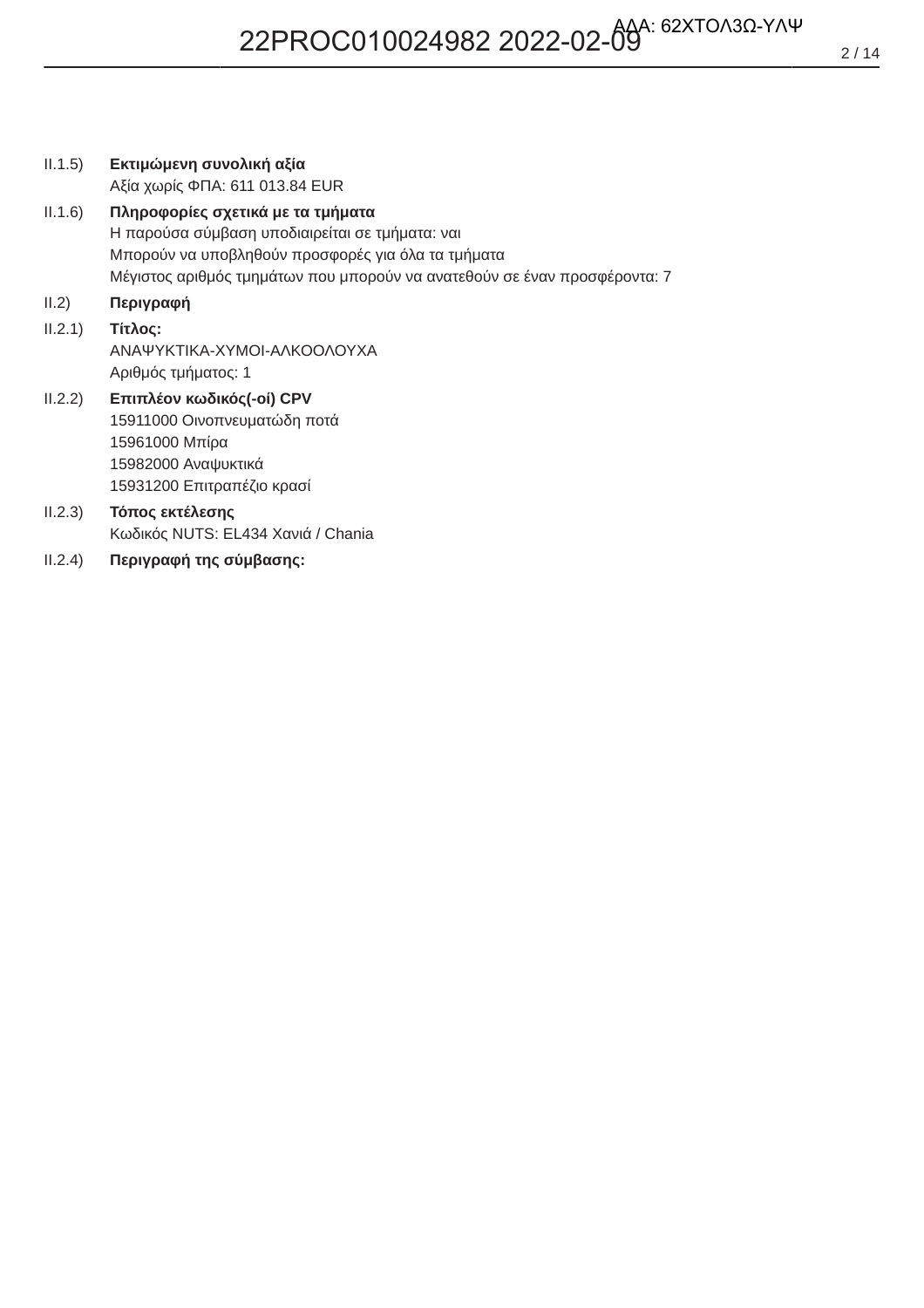II.1.5) **Εκτιμώμενη συνολική αξία**
Αξία χωρίς ΦΠΑ: 611 013.84 EUR

II.1.6) **Πληροφορίες σχετικά με τα τμήματα**
Η παρούσα σύμβαση υποδιαιρείται σε τμήματα: ναι
Μπορούν να υποβληθούν προσφορές για όλα τα τμήματα
Μέγιστος αριθμός τμημάτων που μπορούν να ανατεθούν σε έναν προσφέροντα: 7

II.2) **Περιγραφή**

II.2.1) **Τίτλος:**
ΑΝΑΨΥΚΤΙΚΑ-ΧΥΜΟΙ-ΑΛΚΟΟΛΟΥΧΑ
Αριθμός τμήματος: 1

II.2.2) **Επιπλέον κωδικός(-οί) CPV**
15911000 Οινοπνευματώδη ποτά
15961000 Μπίρα
15982000 Αναψυκτικά
15931200 Επιτραπέζιο κρασί

II.2.3) **Τόπος εκτέλεσης**
Κωδικός NUTS: EL434 Χανιά / Chania

II.2.4) **Περιγραφή της σύμβασης:**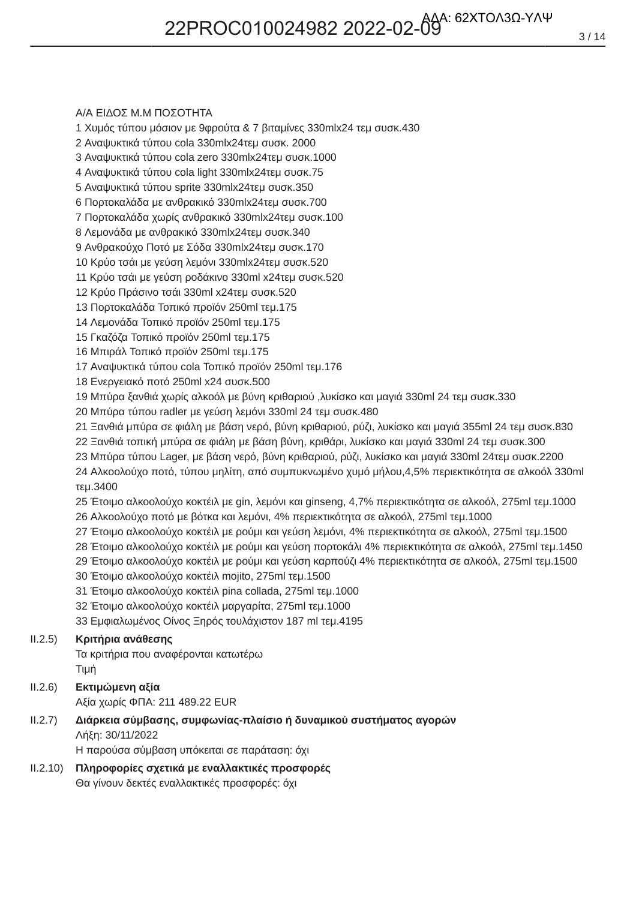Α/Α ΕΙΔΟΣ Μ.Μ ΠΟΣΟΤΗΤΑ
1 Χυμός τύπου μόσιον με 9φρούτα & 7 βιταμίνες 330mlx24 τεμ συσκ.430
2 Αναψυκτικά τύπου cola 330mlx24τεμ συσκ. 2000
3 Αναψυκτικά τύπου cola zero 330mlx24τεμ συσκ.1000
4 Αναψυκτικά τύπου cola light 330mlx24τεμ συσκ.75
5 Αναψυκτικά τύπου sprite 330mlx24τεμ συσκ.350
6 Πορτοκαλάδα με ανθρακικό 330mlx24τεμ συσκ.700
7 Πορτοκαλάδα χωρίς ανθρακικό 330mlx24τεμ συσκ.100
8 Λεμονάδα με ανθρακικό 330mlx24τεμ συσκ.340
9 Ανθρακούχο Ποτό με Σόδα 330mlx24τεμ συσκ.170
10 Κρύο τσάι με γεύση λεμόνι 330mlx24τεμ συσκ.520
11 Κρύο τσάι με γεύση ροδάκινο 330ml x24τεμ συσκ.520
12 Κρύο Πράσινο τσάι 330ml x24τεμ συσκ.520
13 Πορτοκαλάδα Τοπικό προϊόν 250ml τεμ.175
14 Λεμονάδα Τοπικό προϊόν 250ml τεμ.175
15 Γκαζόζα Τοπικό προϊόν 250ml τεμ.175
16 Μπιράλ Τοπικό προϊόν 250ml τεμ.175
17 Αναψυκτικά τύπου cola Τοπικό προϊόν 250ml τεμ.176
18 Ενεργειακό ποτό 250ml x24 συσκ.500
19 Μπύρα ξανθιά χωρίς αλκοόλ με βύνη κριθαριού ,λυκίσκο και μαγιά 330ml 24 τεμ συσκ.330
20 Μπύρα τύπου radler με γεύση λεμόνι 330ml 24 τεμ συσκ.480
21 Ξανθιά μπύρα σε φιάλη με βάση νερό, βύνη κριθαριού, ρύζι, λυκίσκο και μαγιά 355ml 24 τεμ συσκ.830
22 Ξανθιά τοπική μπύρα σε φιάλη με βάση βύνη, κριθάρι, λυκίσκο και μαγιά 330ml 24 τεμ συσκ.300
23 Μπύρα τύπου Lager, με βάση νερό, βύνη κριθαριού, ρύζι, λυκίσκο και μαγιά 330ml 24τεμ συσκ.2200
24 Αλκοολούχο ποτό, τύπου μηλίτη, από συμπυκνωμένο χυμό μήλου,4,5% περιεκτικότητα σε αλκοόλ 330ml τεμ.3400
25 Έτοιμο αλκοολούχο κοκτέιλ με gin, λεμόνι και ginseng, 4,7% περιεκτικότητα σε αλκοόλ, 275ml τεμ.1000
26 Αλκοολούχο ποτό με βότκα και λεμόνι, 4% περιεκτικότητα σε αλκοόλ, 275ml τεμ.1000
27 Έτοιμο αλκοολούχο κοκτέιλ με ρούμι και γεύση λεμόνι, 4% περιεκτικότητα σε αλκοόλ, 275ml τεμ.1500
28 Έτοιμο αλκοολούχο κοκτέιλ με ρούμι και γεύση πορτοκάλι 4% περιεκτικότητα σε αλκοόλ, 275ml τεμ.1450
29 Έτοιμο αλκοολούχο κοκτέιλ με ρούμι και γεύση καρπούζι 4% περιεκτικότητα σε αλκοόλ, 275ml τεμ.1500
30 Έτοιμο αλκοολούχο κοκτέιλ mojito, 275ml τεμ.1500
31 Έτοιμο αλκοολούχο κοκτέιλ pina collada, 275ml τεμ.1000
32 Έτοιμο αλκοολούχο κοκτέιλ μαργαρίτα, 275ml τεμ.1000
33 Εμφιαλωμένος Οίνος Ξηρός τουλάχιστον 187 ml τεμ.4195

II.2.5) **Κριτήρια ανάθεσης**
Τα κριτήρια που αναφέρονται κατωτέρω
Τιμή

II.2.6) **Εκτιμώμενη αξία**
Αξία χωρίς ΦΠΑ: 211 489.22 EUR

II.2.7) **Διάρκεια σύμβασης, συμφωνίας-πλαίσιο ή δυναμικού συστήματος αγορών**
Λήξη: 30/11/2022
Η παρούσα σύμβαση υπόκειται σε παράταση: όχι

II.2.10) **Πληροφορίες σχετικά με εναλλακτικές προσφορές**
Θα γίνουν δεκτές εναλλακτικές προσφορές: όχι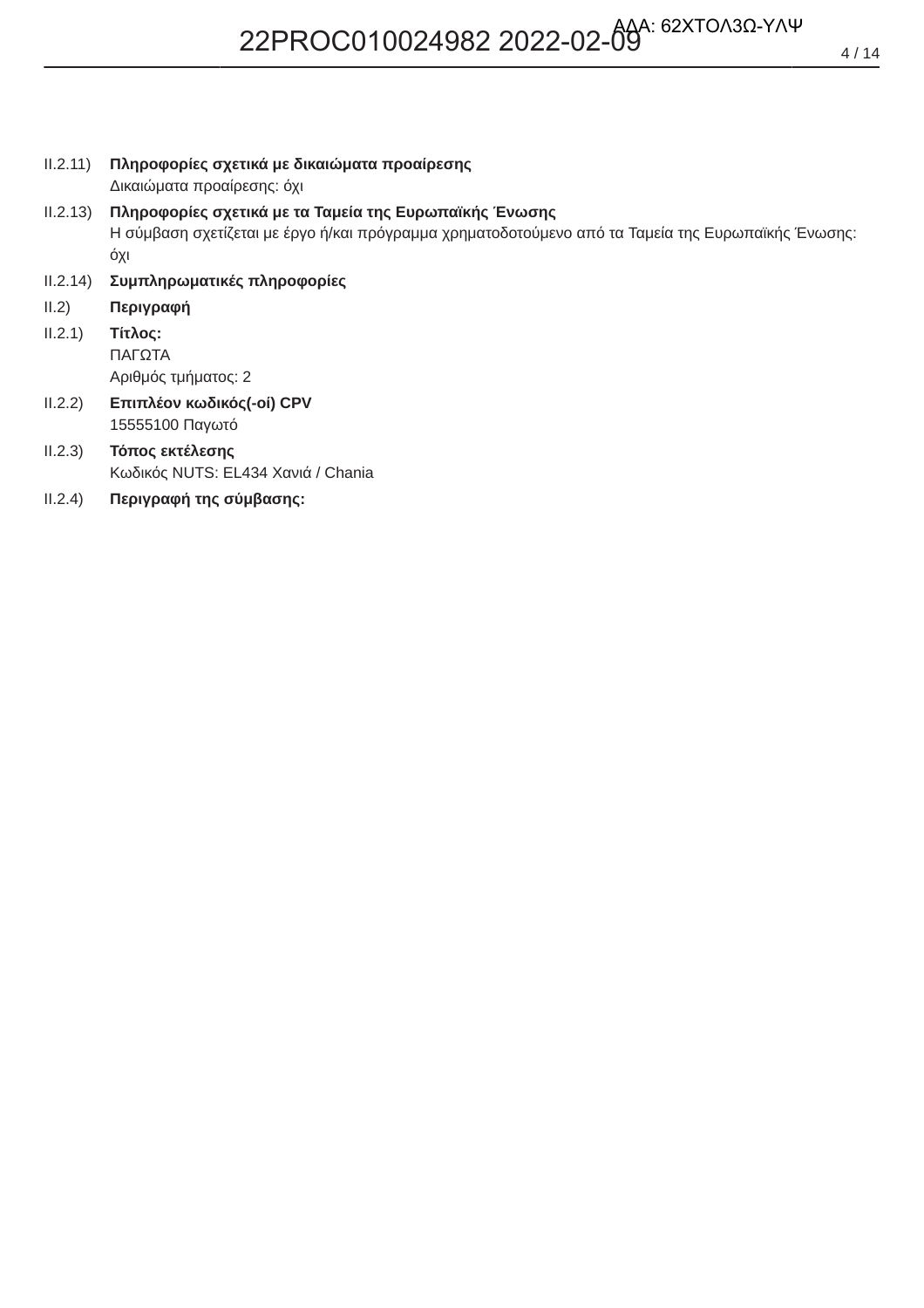II.2.11) **Πληροφορίες σχετικά με δικαιώματα προαίρεσης**
Δικαιώματα προαίρεσης: όχι

II.2.13) **Πληροφορίες σχετικά με τα Ταμεία της Ευρωπαϊκής Ένωσης**
Η σύμβαση σχετίζεται με έργο ή/και πρόγραμμα χρηματοδοτούμενο από τα Ταμεία της Ευρωπαϊκής Ένωσης: όχι

II.2.14) **Συμπληρωματικές πληροφορίες**

II.2) **Περιγραφή**

II.2.1) **Τίτλος:**
ΠΑΓΩΤΑ
Αριθμός τμήματος: 2

II.2.2) **Επιπλέον κωδικός(-οί) CPV**
15555100 Παγωτό

II.2.3) **Τόπος εκτέλεσης**
Κωδικός NUTS: EL434 Χανιά / Chania

II.2.4) **Περιγραφή της σύμβασης:**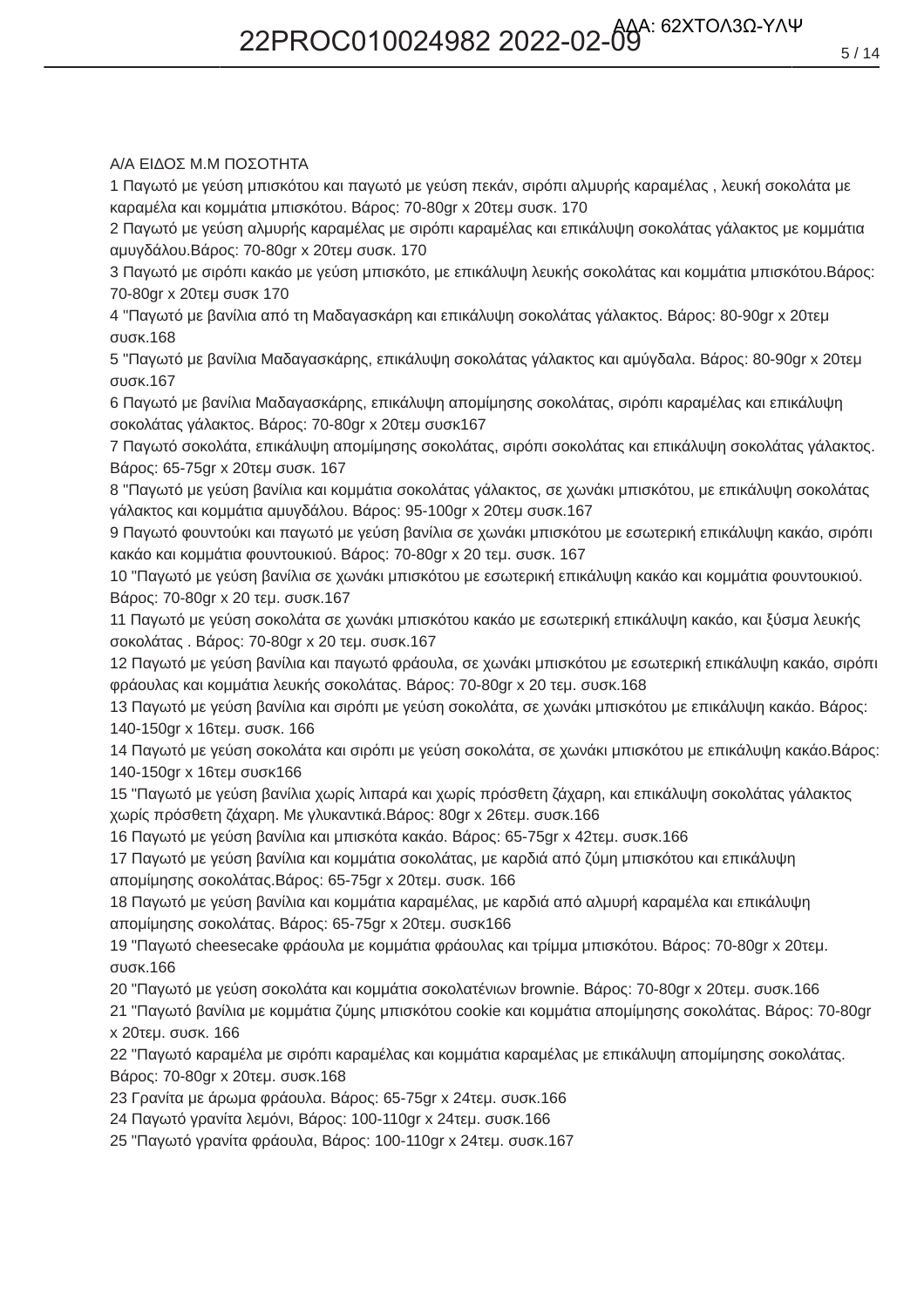Α/Α ΕΙΔΟΣ Μ.Μ ΠΟΣΟΤΗΤΑ

1 Παγωτό με γεύση μπισκότου και παγωτό με γεύση πεκάν, σιρόπι αλμυρής καραμέλας , λευκή σοκολάτα με καραμέλα και κομμάτια μπισκότου. Βάρος: 70-80gr x 20τεμ συσκ. 170

2 Παγωτό με γεύση αλμυρής καραμέλας με σιρόπι καραμέλας και επικάλυψη σοκολάτας γάλακτος με κομμάτια αμυγδάλου.Βάρος: 70-80gr x 20τεμ συσκ. 170

3 Παγωτό με σιρόπι κακάο με γεύση μπισκότο, με επικάλυψη λευκής σοκολάτας και κομμάτια μπισκότου.Βάρος: 70-80gr x 20τεμ συσκ 170

4 "Παγωτό με βανίλια από τη Μαδαγασκάρη και επικάλυψη σοκολάτας γάλακτος. Βάρος: 80-90gr x 20τεμ συσκ.168

5 "Παγωτό με βανίλια Μαδαγασκάρης, επικάλυψη σοκολάτας γάλακτος και αμύγδαλα. Βάρος: 80-90gr x 20τεμ συσκ.167

6 Παγωτό με βανίλια Μαδαγασκάρης, επικάλυψη απομίμησης σοκολάτας, σιρόπι καραμέλας και επικάλυψη σοκολάτας γάλακτος. Βάρος: 70-80gr x 20τεμ συσκ167

7 Παγωτό σοκολάτα, επικάλυψη απομίμησης σοκολάτας, σιρόπι σοκολάτας και επικάλυψη σοκολάτας γάλακτος. Βάρος: 65-75gr x 20τεμ συσκ. 167

8 "Παγωτό με γεύση βανίλια και κομμάτια σοκολάτας γάλακτος, σε χωνάκι μπισκότου, με επικάλυψη σοκολάτας γάλακτος και κομμάτια αμυγδάλου. Βάρος: 95-100gr x 20τεμ συσκ.167

9 Παγωτό φουντούκι και παγωτό με γεύση βανίλια σε χωνάκι μπισκότου με εσωτερική επικάλυψη κακάο, σιρόπι κακάο και κομμάτια φουντουκιού. Βάρος: 70-80gr x 20 τεμ. συσκ. 167

10 "Παγωτό με γεύση βανίλια σε χωνάκι μπισκότου με εσωτερική επικάλυψη κακάο και κομμάτια φουντουκιού. Βάρος: 70-80gr x 20 τεμ. συσκ.167

11 Παγωτό με γεύση σοκολάτα σε χωνάκι μπισκότου κακάο με εσωτερική επικάλυψη κακάο, και ξύσμα λευκής σοκολάτας . Βάρος: 70-80gr x 20 τεμ. συσκ.167

12 Παγωτό με γεύση βανίλια και παγωτό φράουλα, σε χωνάκι μπισκότου με εσωτερική επικάλυψη κακάο, σιρόπι φράουλας και κομμάτια λευκής σοκολάτας. Βάρος: 70-80gr x 20 τεμ. συσκ.168

13 Παγωτό με γεύση βανίλια και σιρόπι με γεύση σοκολάτα, σε χωνάκι μπισκότου με επικάλυψη κακάο. Βάρος: 140-150gr x 16τεμ. συσκ. 166

14 Παγωτό με γεύση σοκολάτα και σιρόπι με γεύση σοκολάτα, σε χωνάκι μπισκότου με επικάλυψη κακάο.Βάρος: 140-150gr x 16τεμ συσκ166

15 "Παγωτό με γεύση βανίλια χωρίς λιπαρά και χωρίς πρόσθετη ζάχαρη, και επικάλυψη σοκολάτας γάλακτος χωρίς πρόσθετη ζάχαρη. Με γλυκαντικά.Βάρος: 80gr x 26τεμ. συσκ.166

16 Παγωτό με γεύση βανίλια και μπισκότα κακάο. Βάρος: 65-75gr x 42τεμ. συσκ.166

17 Παγωτό με γεύση βανίλια και κομμάτια σοκολάτας, με καρδιά από ζύμη μπισκότου και επικάλυψη απομίμησης σοκολάτας.Βάρος: 65-75gr x 20τεμ. συσκ. 166

18 Παγωτό με γεύση βανίλια και κομμάτια καραμέλας, με καρδιά από αλμυρή καραμέλα και επικάλυψη απομίμησης σοκολάτας. Βάρος: 65-75gr x 20τεμ. συσκ166

19 "Παγωτό cheesecake φράουλα με κομμάτια φράουλας και τρίμμα μπισκότου. Βάρος: 70-80gr x 20τεμ. συσκ.166

20 "Παγωτό με γεύση σοκολάτα και κομμάτια σοκολατένιων brownie. Βάρος: 70-80gr x 20τεμ. συσκ.166

21 "Παγωτό βανίλια με κομμάτια ζύμης μπισκότου cookie και κομμάτια απομίμησης σοκολάτας. Βάρος: 70-80gr x 20τεμ. συσκ. 166

22 "Παγωτό καραμέλα με σιρόπι καραμέλας και κομμάτια καραμέλας με επικάλυψη απομίμησης σοκολάτας. Βάρος: 70-80gr x 20τεμ. συσκ.168

23 Γρανίτα με άρωμα φράουλα. Βάρος: 65-75gr x 24τεμ. συσκ.166

24 Παγωτό γρανίτα λεμόνι, Βάρος: 100-110gr x 24τεμ. συσκ.166

25 "Παγωτό γρανίτα φράουλα, Βάρος: 100-110gr x 24τεμ. συσκ.167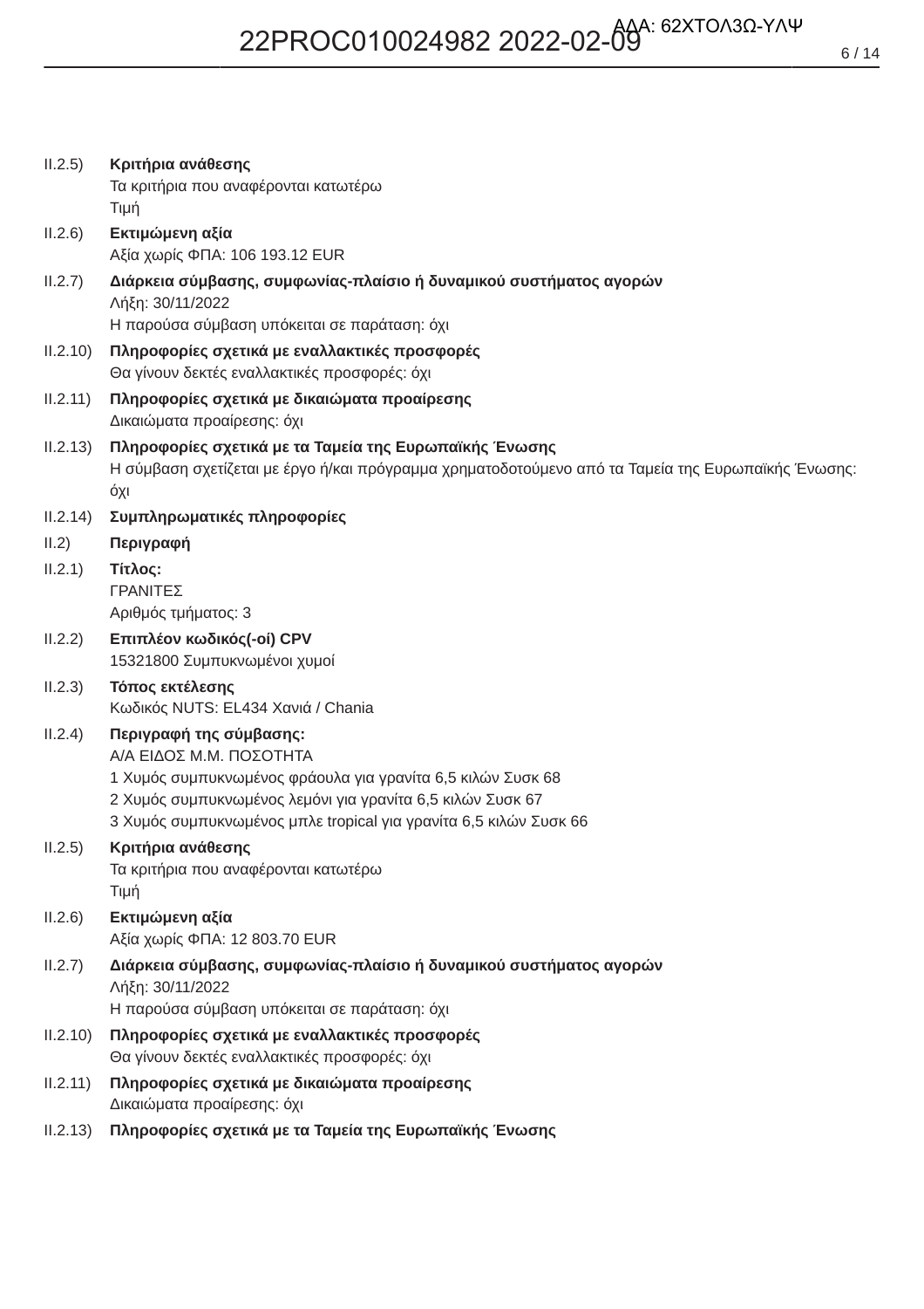II.2.5) **Κριτήρια ανάθεσης**
Τα κριτήρια που αναφέρονται κατωτέρω
Τιμή

II.2.6) **Εκτιμώμενη αξία**
Αξία χωρίς ΦΠΑ: 106 193.12 EUR

II.2.7) **Διάρκεια σύμβασης, συμφωνίας-πλαίσιο ή δυναμικού συστήματος αγορών**
Λήξη: 30/11/2022
Η παρούσα σύμβαση υπόκειται σε παράταση: όχι

II.2.10) **Πληροφορίες σχετικά με εναλλακτικές προσφορές**
Θα γίνουν δεκτές εναλλακτικές προσφορές: όχι

II.2.11) **Πληροφορίες σχετικά με δικαιώματα προαίρεσης**
Δικαιώματα προαίρεσης: όχι

II.2.13) **Πληροφορίες σχετικά με τα Ταμεία της Ευρωπαϊκής Ένωσης**
Η σύμβαση σχετίζεται με έργο ή/και πρόγραμμα χρηματοδοτούμενο από τα Ταμεία της Ευρωπαϊκής Ένωσης: όχι

II.2.14) **Συμπληρωματικές πληροφορίες**

II.2) **Περιγραφή**

II.2.1) **Τίτλος:**
ΓΡΑΝΙΤΕΣ
Αριθμός τμήματος: 3

II.2.2) **Επιπλέον κωδικός(-οί) CPV**
15321800 Συμπυκνωμένοι χυμοί

II.2.3) **Τόπος εκτέλεσης**
Κωδικός NUTS: EL434 Χανιά / Chania

II.2.4) **Περιγραφή της σύμβασης:**
Α/Α ΕΙΔΟΣ Μ.Μ. ΠΟΣΟΤΗΤΑ
1 Χυμός συμπυκνωμένος φράουλα για γρανίτα 6,5 κιλών Συσκ 68
2 Χυμός συμπυκνωμένος λεμόνι για γρανίτα 6,5 κιλών Συσκ 67
3 Χυμός συμπυκνωμένος μπλε tropical για γρανίτα 6,5 κιλών Συσκ 66

II.2.5) **Κριτήρια ανάθεσης**
Τα κριτήρια που αναφέρονται κατωτέρω
Τιμή

II.2.6) **Εκτιμώμενη αξία**
Αξία χωρίς ΦΠΑ: 12 803.70 EUR

II.2.7) **Διάρκεια σύμβασης, συμφωνίας-πλαίσιο ή δυναμικού συστήματος αγορών**
Λήξη: 30/11/2022
Η παρούσα σύμβαση υπόκειται σε παράταση: όχι

II.2.10) **Πληροφορίες σχετικά με εναλλακτικές προσφορές**
Θα γίνουν δεκτές εναλλακτικές προσφορές: όχι

II.2.11) **Πληροφορίες σχετικά με δικαιώματα προαίρεσης**
Δικαιώματα προαίρεσης: όχι

II.2.13) **Πληροφορίες σχετικά με τα Ταμεία της Ευρωπαϊκής Ένωσης**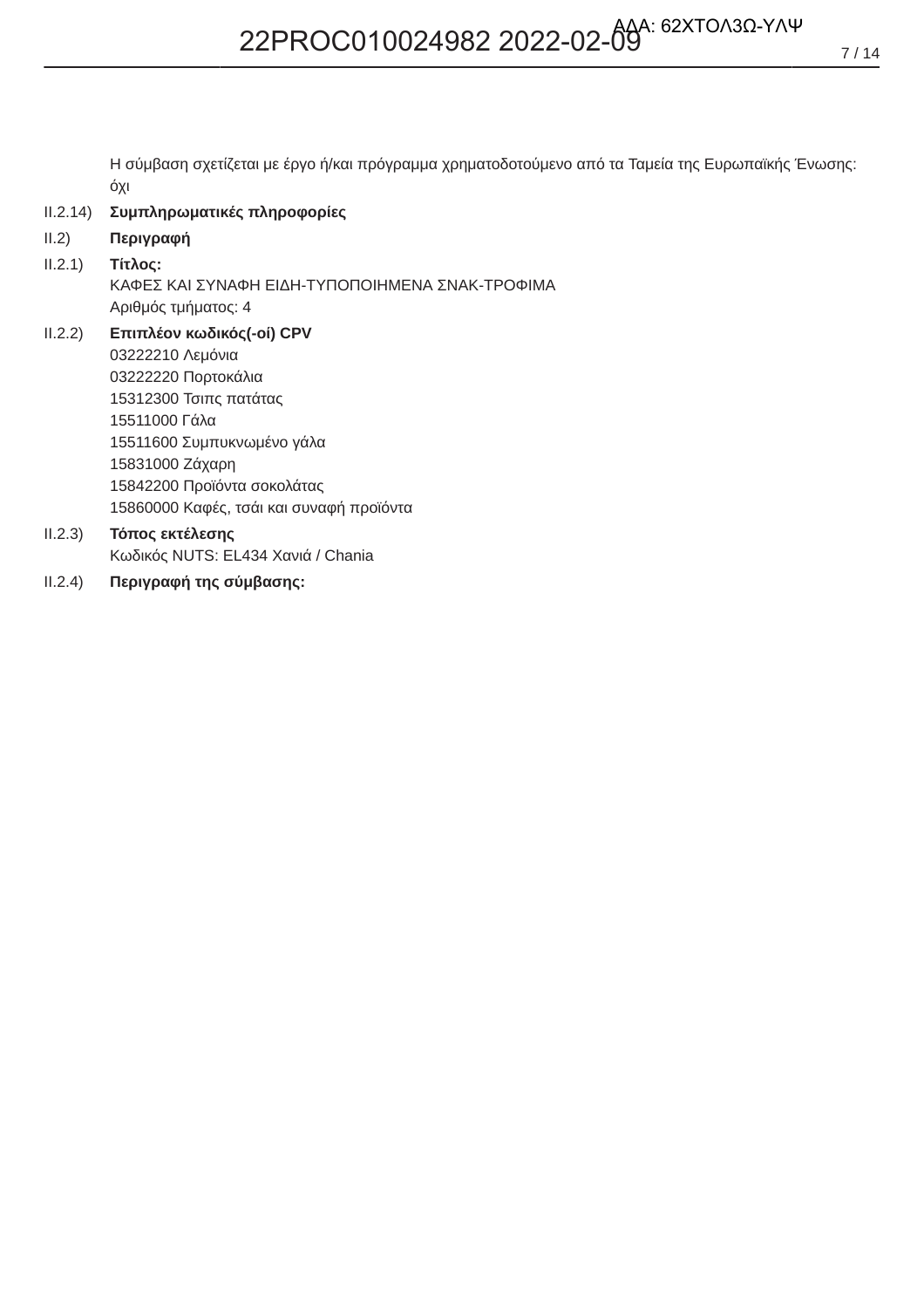Η σύμβαση σχετίζεται με έργο ή/και πρόγραμμα χρηματοδοτούμενο από τα Ταμεία της Ευρωπαϊκής Ένωσης: όχι

II.2.14) **Συμπληρωματικές πληροφορίες**

II.2) **Περιγραφή**

II.2.1) **Τίτλος:**
ΚΑΦΕΣ ΚΑΙ ΣΥΝΑΦΗ ΕΙΔΗ-ΤΥΠΟΠΟΙΗΜΕΝΑ ΣΝΑΚ-ΤΡΟΦΙΜΑ
Αριθμός τμήματος: 4

II.2.2) **Επιπλέον κωδικός(-οί) CPV**
03222210 Λεμόνια
03222220 Πορτοκάλια
15312300 Τσιπς πατάτας
15511000 Γάλα
15511600 Συμπυκνωμένο γάλα
15831000 Ζάχαρη
15842200 Προϊόντα σοκολάτας
15860000 Καφές, τσάι και συναφή προϊόντα

II.2.3) **Τόπος εκτέλεσης**
Κωδικός NUTS: EL434 Χανιά / Chania

II.2.4) **Περιγραφή της σύμβασης:**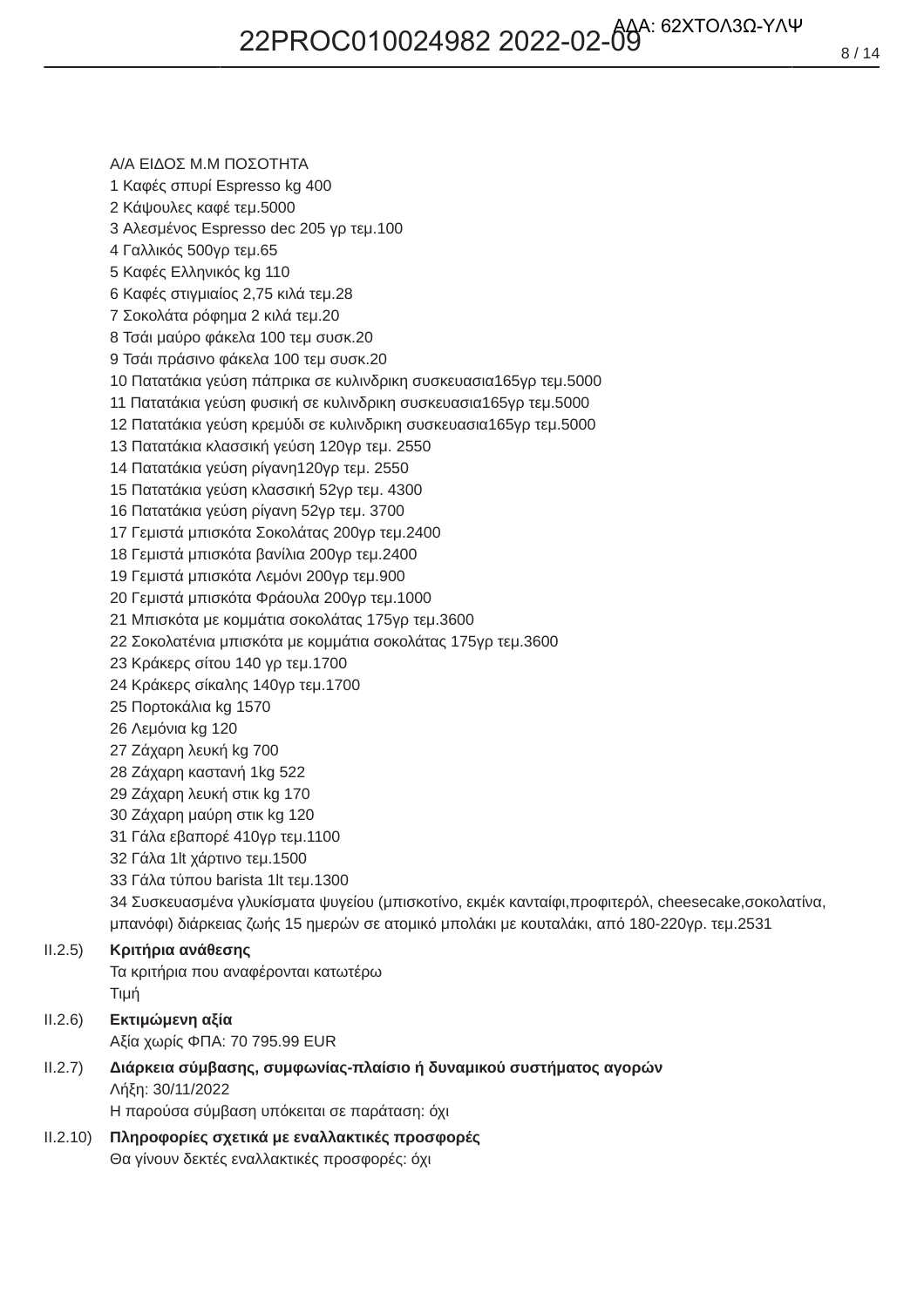Α/Α ΕΙΔΟΣ Μ.Μ ΠΟΣΟΤΗΤΑ
1 Καφές σπυρί Espresso kg 400
2 Κάψουλες καφέ τεμ.5000
3 Αλεσμένος Espresso dec 205 γρ τεμ.100
4 Γαλλικός 500γρ τεμ.65
5 Καφές Ελληνικός kg 110
6 Καφές στιγμιαίος 2,75 κιλά τεμ.28
7 Σοκολάτα ρόφημα 2 κιλά τεμ.20
8 Τσάι μαύρο φάκελα 100 τεμ συσκ.20
9 Τσάι πράσινο φάκελα 100 τεμ συσκ.20
10 Πατατάκια γεύση πάπρικα σε κυλινδρικη συσκευασια165γρ τεμ.5000
11 Πατατάκια γεύση φυσική σε κυλινδρικη συσκευασια165γρ τεμ.5000
12 Πατατάκια γεύση κρεμύδι σε κυλινδρικη συσκευασια165γρ τεμ.5000
13 Πατατάκια κλασσική γεύση 120γρ τεμ. 2550
14 Πατατάκια γεύση ρίγανη120γρ τεμ. 2550
15 Πατατάκια γεύση κλασσική 52γρ τεμ. 4300
16 Πατατάκια γεύση ρίγανη 52γρ τεμ. 3700
17 Γεμιστά μπισκότα Σοκολάτας 200γρ τεμ.2400
18 Γεμιστά μπισκότα βανίλια 200γρ τεμ.2400
19 Γεμιστά μπισκότα Λεμόνι 200γρ τεμ.900
20 Γεμιστά μπισκότα Φράουλα 200γρ τεμ.1000
21 Μπισκότα με κομμάτια σοκολάτας 175γρ τεμ.3600
22 Σοκολατένια μπισκότα με κομμάτια σοκολάτας 175γρ τεμ.3600
23 Κράκερς σίτου 140 γρ τεμ.1700
24 Κράκερς σίκαλης 140γρ τεμ.1700
25 Πορτοκάλια kg 1570
26 Λεμόνια kg 120
27 Ζάχαρη λευκή kg 700
28 Ζάχαρη καστανή 1kg 522
29 Ζάχαρη λευκή στικ kg 170
30 Ζάχαρη μαύρη στικ kg 120
31 Γάλα εβαπορέ 410γρ τεμ.1100
32 Γάλα 1lt χάρτινο τεμ.1500
33 Γάλα τύπου barista 1lt τεμ.1300
34 Συσκευασμένα γλυκίσματα ψυγείου (μπισκοτίνο, εκμέκ κανταΐφι,προφιτερόλ, cheesecake,σοκολατίνα, μπανόφι) διάρκειας ζωής 15 ημερών σε ατομικό μπολάκι με κουταλάκι, από 180-220γρ. τεμ.2531

II.2.5) **Κριτήρια ανάθεσης**
Τα κριτήρια που αναφέρονται κατωτέρω
Τιμή

II.2.6) **Εκτιμώμενη αξία**
Αξία χωρίς ΦΠΑ: 70 795.99 EUR

II.2.7) **Διάρκεια σύμβασης, συμφωνίας-πλαίσιο ή δυναμικού συστήματος αγορών**
Λήξη: 30/11/2022
Η παρούσα σύμβαση υπόκειται σε παράταση: όχι

II.2.10) **Πληροφορίες σχετικά με εναλλακτικές προσφορές**
Θα γίνουν δεκτές εναλλακτικές προσφορές: όχι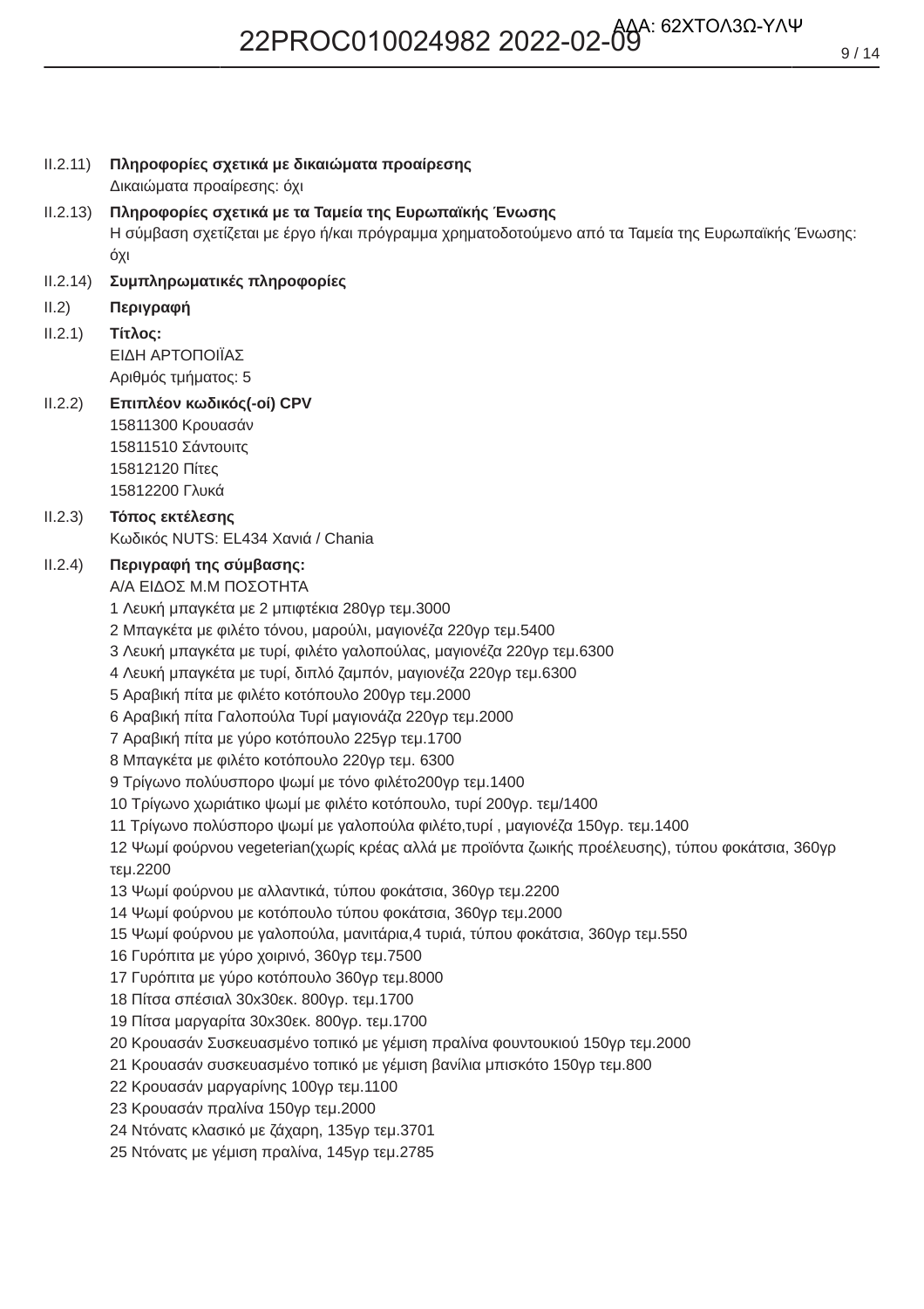II.2.11) **Πληροφορίες σχετικά με δικαιώματα προαίρεσης**
Δικαιώματα προαίρεσης: όχι

II.2.13) **Πληροφορίες σχετικά με τα Ταμεία της Ευρωπαϊκής Ένωσης**
Η σύμβαση σχετίζεται με έργο ή/και πρόγραμμα χρηματοδοτούμενο από τα Ταμεία της Ευρωπαϊκής Ένωσης: όχι

II.2.14) **Συμπληρωματικές πληροφορίες**

II.2) **Περιγραφή**

II.2.1) **Τίτλος:**
ΕΙΔΗ ΑΡΤΟΠΟΙΪΑΣ
Αριθμός τμήματος: 5

II.2.2) **Επιπλέον κωδικός(-οί) CPV**
15811300 Κρουασάν
15811510 Σάντουιτς
15812120 Πίτες
15812200 Γλυκά

II.2.3) **Τόπος εκτέλεσης**
Κωδικός NUTS: EL434 Χανιά / Chania

II.2.4) **Περιγραφή της σύμβασης:**
Α/Α ΕΙΔΟΣ Μ.Μ ΠΟΣΟΤΗΤΑ
1 Λευκή μπαγκέτα με 2 μπιφτέκια 280γρ τεμ.3000
2 Μπαγκέτα με φιλέτο τόνου, μαρούλι, μαγιονέζα 220γρ τεμ.5400
3 Λευκή μπαγκέτα με τυρί, φιλέτο γαλοπούλας, μαγιονέζα 220γρ τεμ.6300
4 Λευκή μπαγκέτα με τυρί, διπλό ζαμπόν, μαγιονέζα 220γρ τεμ.6300
5 Αραβική πίτα με φιλέτο κοτόπουλο 200γρ τεμ.2000
6 Αραβική πίτα Γαλοπούλα Τυρί μαγιονάζα 220γρ τεμ.2000
7 Αραβική πίτα με γύρο κοτόπουλο 225γρ τεμ.1700
8 Μπαγκέτα με φιλέτο κοτόπουλο 220γρ τεμ. 6300
9 Τρίγωνο πολύυσπορο ψωμί με τόνο φιλέτο200γρ τεμ.1400
10 Τρίγωνο χωριάτικο ψωμί με φιλέτο κοτόπουλο, τυρί 200γρ. τεμ/1400
11 Τρίγωνο πολύσπορο ψωμί με γαλοπούλα φιλέτο,τυρί , μαγιονέζα 150γρ. τεμ.1400
12 Ψωμί φούρνου vegeterian(χωρίς κρέας αλλά με προϊόντα ζωικής προέλευσης), τύπου φοκάτσια, 360γρ τεμ.2200
13 Ψωμί φούρνου με αλλαντικά, τύπου φοκάτσια, 360γρ τεμ.2200
14 Ψωμί φούρνου με κοτόπουλο τύπου φοκάτσια, 360γρ τεμ.2000
15 Ψωμί φούρνου με γαλοπούλα, μανιτάρια,4 τυριά, τύπου φοκάτσια, 360γρ τεμ.550
16 Γυρόπιτα με γύρο χοιρινό, 360γρ τεμ.7500
17 Γυρόπιτα με γύρο κοτόπουλο 360γρ τεμ.8000
18 Πίτσα σπέσιαλ 30x30εκ. 800γρ. τεμ.1700
19 Πίτσα μαργαρίτα 30x30εκ. 800γρ. τεμ.1700
20 Κρουασάν Συσκευασμένο τοπικό με γέμιση πραλίνα φουντουκιού 150γρ τεμ.2000
21 Κρουασάν συσκευασμένο τοπικό με γέμιση βανίλια μπισκότο 150γρ τεμ.800
22 Κρουασάν μαργαρίνης 100γρ τεμ.1100
23 Κρουασάν πραλίνα 150γρ τεμ.2000
24 Ντόνατς κλασικό με ζάχαρη, 135γρ τεμ.3701
25 Ντόνατς με γέμιση πραλίνα, 145γρ τεμ.2785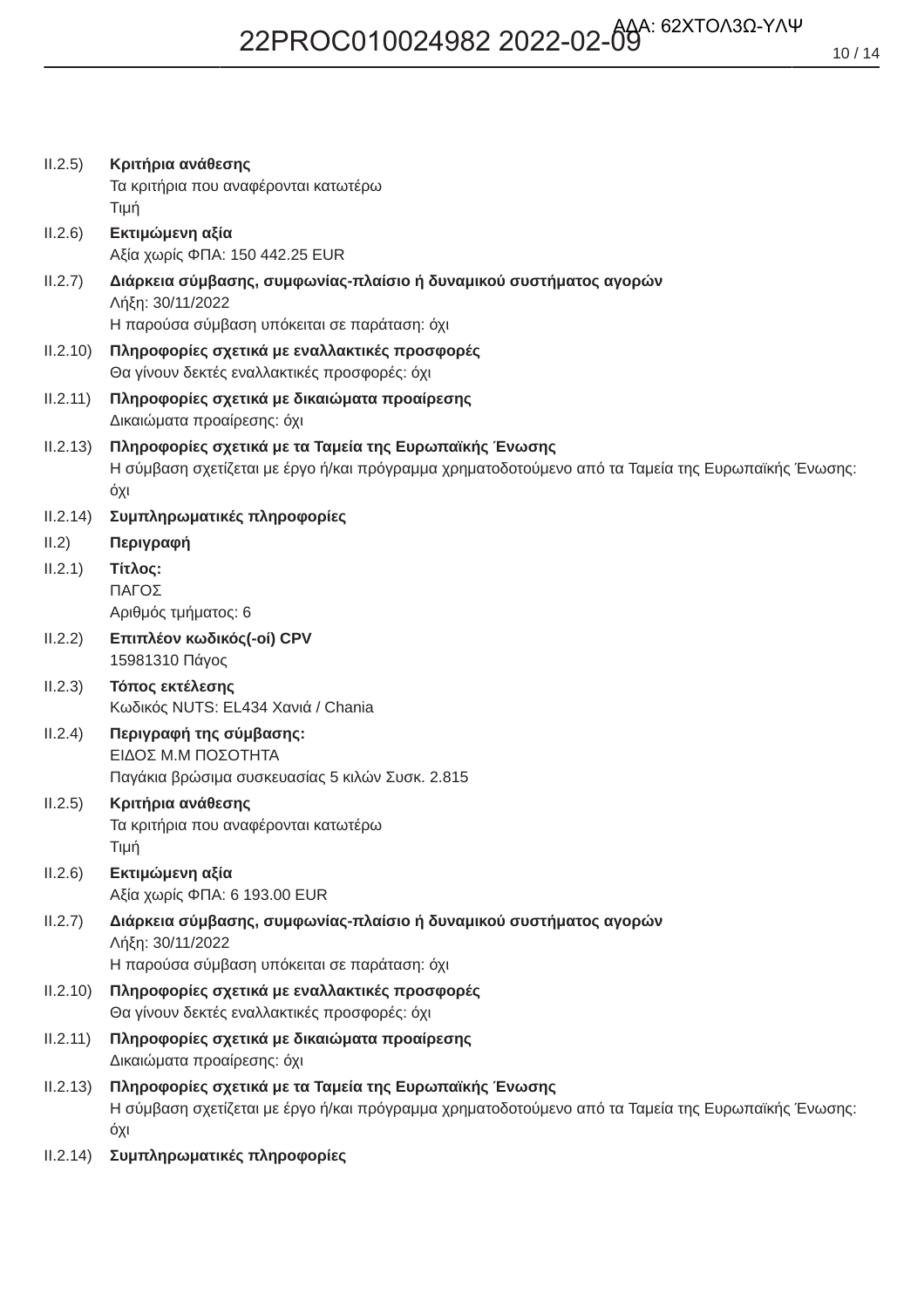II.2.5) **Κριτήρια ανάθεσης**
Τα κριτήρια που αναφέρονται κατωτέρω
Τιμή

II.2.6) **Εκτιμώμενη αξία**
Αξία χωρίς ΦΠΑ: 150 442.25 EUR

II.2.7) **Διάρκεια σύμβασης, συμφωνίας-πλαίσιο ή δυναμικού συστήματος αγορών**
Λήξη: 30/11/2022
Η παρούσα σύμβαση υπόκειται σε παράταση: όχι

II.2.10) **Πληροφορίες σχετικά με εναλλακτικές προσφορές**
Θα γίνουν δεκτές εναλλακτικές προσφορές: όχι

II.2.11) **Πληροφορίες σχετικά με δικαιώματα προαίρεσης**
Δικαιώματα προαίρεσης: όχι

II.2.13) **Πληροφορίες σχετικά με τα Ταμεία της Ευρωπαϊκής Ένωσης**
Η σύμβαση σχετίζεται με έργο ή/και πρόγραμμα χρηματοδοτούμενο από τα Ταμεία της Ευρωπαϊκής Ένωσης: όχι

II.2.14) **Συμπληρωματικές πληροφορίες**

II.2) **Περιγραφή**

II.2.1) **Τίτλος:**
ΠΑΓΟΣ
Αριθμός τμήματος: 6

II.2.2) **Επιπλέον κωδικός(-οί) CPV**
15981310 Πάγος

II.2.3) **Τόπος εκτέλεσης**
Κωδικός NUTS: EL434 Χανιά / Chania

II.2.4) **Περιγραφή της σύμβασης:**
ΕΙΔΟΣ Μ.Μ ΠΟΣΟΤΗΤΑ
Παγάκια βρώσιμα συσκευασίας 5 κιλών Συσκ. 2.815

II.2.5) **Κριτήρια ανάθεσης**
Τα κριτήρια που αναφέρονται κατωτέρω
Τιμή

II.2.6) **Εκτιμώμενη αξία**
Αξία χωρίς ΦΠΑ: 6 193.00 EUR

II.2.7) **Διάρκεια σύμβασης, συμφωνίας-πλαίσιο ή δυναμικού συστήματος αγορών**
Λήξη: 30/11/2022
Η παρούσα σύμβαση υπόκειται σε παράταση: όχι

II.2.10) **Πληροφορίες σχετικά με εναλλακτικές προσφορές**
Θα γίνουν δεκτές εναλλακτικές προσφορές: όχι

II.2.11) **Πληροφορίες σχετικά με δικαιώματα προαίρεσης**
Δικαιώματα προαίρεσης: όχι

II.2.13) **Πληροφορίες σχετικά με τα Ταμεία της Ευρωπαϊκής Ένωσης**
Η σύμβαση σχετίζεται με έργο ή/και πρόγραμμα χρηματοδοτούμενο από τα Ταμεία της Ευρωπαϊκής Ένωσης: όχι

II.2.14) **Συμπληρωματικές πληροφορίες**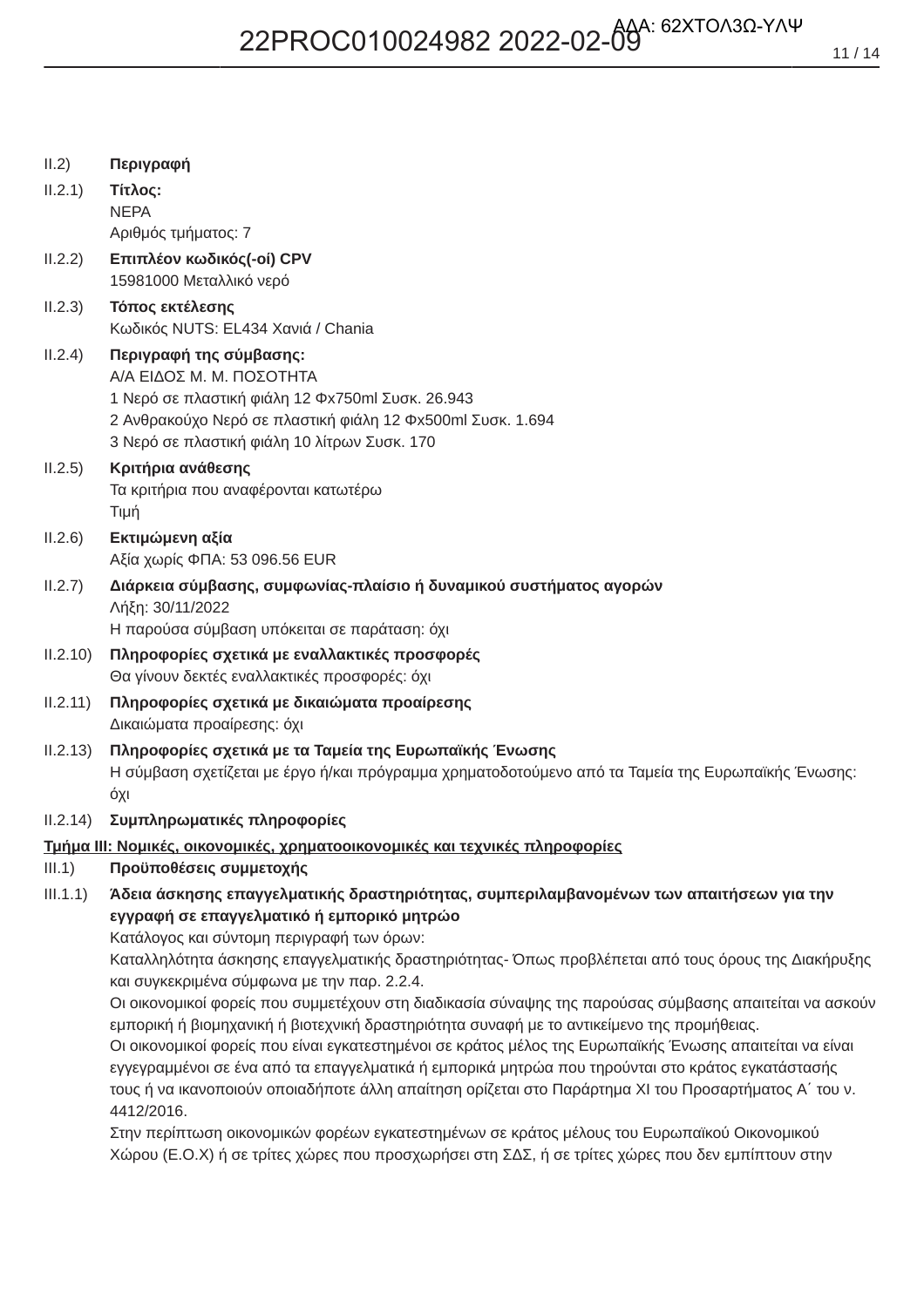II.2) **Περιγραφή**

II.2.1) **Τίτλος:**
ΝΕΡΑ
Αριθμός τμήματος: 7

II.2.2) **Επιπλέον κωδικός(-οί) CPV**
15981000 Μεταλλικό νερό

II.2.3) **Τόπος εκτέλεσης**
Κωδικός NUTS: EL434 Χανιά / Chania

II.2.4) **Περιγραφή της σύμβασης:**
Α/Α ΕΙΔΟΣ Μ. Μ. ΠΟΣΟΤΗΤΑ
1 Νερό σε πλαστική φιάλη 12 Φx750ml Συσκ. 26.943
2 Ανθρακούχο Νερό σε πλαστική φιάλη 12 Φx500ml Συσκ. 1.694
3 Νερό σε πλαστική φιάλη 10 λίτρων Συσκ. 170

II.2.5) **Κριτήρια ανάθεσης**
Τα κριτήρια που αναφέρονται κατωτέρω
Τιμή

II.2.6) **Εκτιμώμενη αξία**
Αξία χωρίς ΦΠΑ: 53 096.56 EUR

II.2.7) **Διάρκεια σύμβασης, συμφωνίας-πλαίσιο ή δυναμικού συστήματος αγορών**
Λήξη: 30/11/2022
Η παρούσα σύμβαση υπόκειται σε παράταση: όχι

II.2.10) **Πληροφορίες σχετικά με εναλλακτικές προσφορές**
Θα γίνουν δεκτές εναλλακτικές προσφορές: όχι

II.2.11) **Πληροφορίες σχετικά με δικαιώματα προαίρεσης**
Δικαιώματα προαίρεσης: όχι

II.2.13) **Πληροφορίες σχετικά με τα Ταμεία της Ευρωπαϊκής Ένωσης**
Η σύμβαση σχετίζεται με έργο ή/και πρόγραμμα χρηματοδοτούμενο από τα Ταμεία της Ευρωπαϊκής Ένωσης: όχι

II.2.14) **Συμπληρωματικές πληροφορίες**

## Τμήμα III: Νομικές, οικονομικές, χρηματοοικονομικές και τεχνικές πληροφορίες

III.1) **Προϋποθέσεις συμμετοχής**

III.1.1) **Άδεια άσκησης επαγγελματικής δραστηριότητας, συμπεριλαμβανομένων των απαιτήσεων για την εγγραφή σε επαγγελματικό ή εμπορικό μητρώο**
Κατάλογος και σύντομη περιγραφή των όρων:
Καταλληλότητα άσκησης επαγγελματικής δραστηριότητας- Όπως προβλέπεται από τους όρους της Διακήρυξης και συγκεκριμένα σύμφωνα με την παρ. 2.2.4.
Οι οικονομικοί φορείς που συμμετέχουν στη διαδικασία σύναψης της παρούσας σύμβασης απαιτείται να ασκούν εμπορική ή βιομηχανική ή βιοτεχνική δραστηριότητα συναφή με το αντικείμενο της προμήθειας.
Οι οικονομικοί φορείς που είναι εγκατεστημένοι σε κράτος μέλος της Ευρωπαϊκής Ένωσης απαιτείται να είναι εγγεγραμμένοι σε ένα από τα επαγγελματικά ή εμπορικά μητρώα που τηρούνται στο κράτος εγκατάστασής τους ή να ικανοποιούν οποιαδήποτε άλλη απαίτηση ορίζεται στο Παράρτημα XI του Προσαρτήματος Α΄ του ν. 4412/2016.
Στην περίπτωση οικονομικών φορέων εγκατεστημένων σε κράτος μέλους του Ευρωπαϊκού Οικονομικού Χώρου (Ε.Ο.Χ) ή σε τρίτες χώρες που προσχωρήσει στη ΣΔΣ, ή σε τρίτες χώρες που δεν εμπίπτουν στην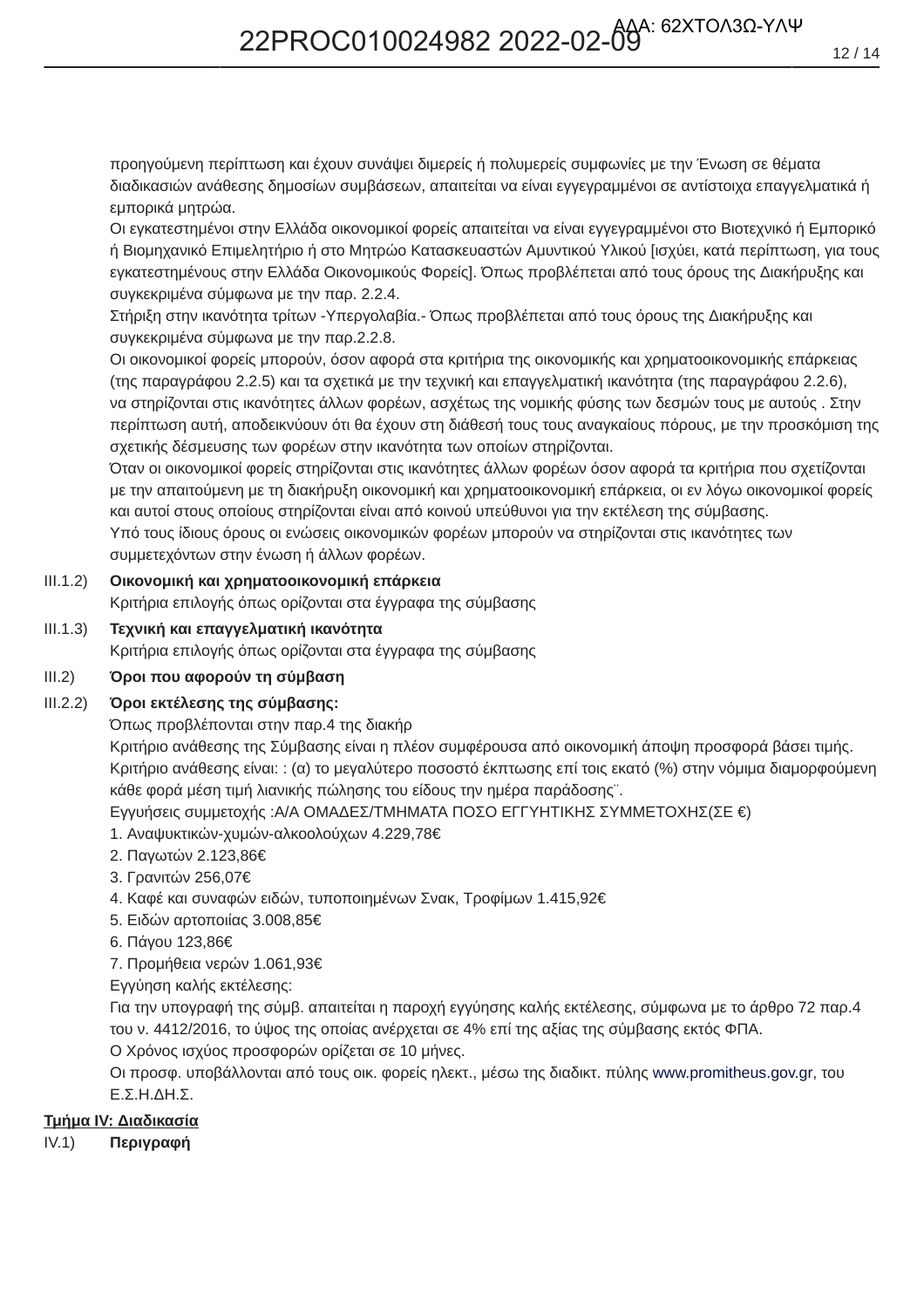προηγούμενη περίπτωση και έχουν συνάψει διμερείς ή πολυμερείς συμφωνίες με την Ένωση σε θέματα διαδικασιών ανάθεσης δημοσίων συμβάσεων, απαιτείται να είναι εγγεγραμμένοι σε αντίστοιχα επαγγελματικά ή εμπορικά μητρώα.
Οι εγκατεστημένοι στην Ελλάδα οικονομικοί φορείς απαιτείται να είναι εγγεγραμμένοι στο Βιοτεχνικό ή Εμπορικό ή Βιομηχανικό Επιμελητήριο ή στο Μητρώο Κατασκευαστών Αμυντικού Υλικού [ισχύει, κατά περίπτωση, για τους εγκατεστημένους στην Ελλάδα Οικονομικούς Φορείς]. Όπως προβλέπεται από τους όρους της Διακήρυξης και συγκεκριμένα σύμφωνα με την παρ. 2.2.4.
Στήριξη στην ικανότητα τρίτων -Υπεργολαβία.- Όπως προβλέπεται από τους όρους της Διακήρυξης και συγκεκριμένα σύμφωνα με την παρ.2.2.8.
Οι οικονομικοί φορείς μπορούν, όσον αφορά στα κριτήρια της οικονομικής και χρηματοοικονομικής επάρκειας (της παραγράφου 2.2.5) και τα σχετικά με την τεχνική και επαγγελματική ικανότητα (της παραγράφου 2.2.6), να στηρίζονται στις ικανότητες άλλων φορέων, ασχέτως της νομικής φύσης των δεσμών τους με αυτούς . Στην περίπτωση αυτή, αποδεικνύουν ότι θα έχουν στη διάθεσή τους τους αναγκαίους πόρους, με την προσκόμιση της σχετικής δέσμευσης των φορέων στην ικανότητα των οποίων στηρίζονται.
Όταν οι οικονομικοί φορείς στηρίζονται στις ικανότητες άλλων φορέων όσον αφορά τα κριτήρια που σχετίζονται με την απαιτούμενη με τη διακήρυξη οικονομική και χρηματοοικονομική επάρκεια, οι εν λόγω οικονομικοί φορείς και αυτοί στους οποίους στηρίζονται είναι από κοινού υπεύθυνοι για την εκτέλεση της σύμβασης.
Υπό τους ίδιους όρους οι ενώσεις οικονομικών φορέων μπορούν να στηρίζονται στις ικανότητες των συμμετεχόντων στην ένωση ή άλλων φορέων.

III.1.2) **Οικονομική και χρηματοοικονομική επάρκεια**
Κριτήρια επιλογής όπως ορίζονται στα έγγραφα της σύμβασης

III.1.3) **Τεχνική και επαγγελματική ικανότητα**
Κριτήρια επιλογής όπως ορίζονται στα έγγραφα της σύμβασης

III.2) **Όροι που αφορούν τη σύμβαση**

III.2.2) **Όροι εκτέλεσης της σύμβασης:**
Όπως προβλέπονται στην παρ.4 της διακήρ
Κριτήριο ανάθεσης της Σύμβασης είναι η πλέον συμφέρουσα από οικονομική άποψη προσφορά βάσει τιμής.
Κριτήριο ανάθεσης είναι: : (α) το μεγαλύτερο ποσοστό έκπτωσης επί τοις εκατό (%) στην νόμιμα διαμορφούμενη κάθε φορά μέση τιμή λιανικής πώλησης του είδους την ημέρα παράδοσης¨.
Εγγυήσεις συμμετοχής :Α/Α ΟΜΑΔΕΣ/ΤΜΗΜΑΤΑ ΠΟΣΟ ΕΓΓΥΗΤΙΚΗΣ ΣΥΜΜΕΤΟΧΗΣ(ΣΕ €)
1. Αναψυκτικών-χυμών-αλκοολούχων 4.229,78€
2. Παγωτών 2.123,86€
3. Γρανιτών 256,07€
4. Καφέ και συναφών ειδών, τυποποιημένων Σνακ, Τροφίμων 1.415,92€
5. Ειδών αρτοποιίας 3.008,85€
6. Πάγου 123,86€
7. Προμήθεια νερών 1.061,93€
Εγγύηση καλής εκτέλεσης:
Για την υπογραφή της σύμβ. απαιτείται η παροχή εγγύησης καλής εκτέλεσης, σύμφωνα με το άρθρο 72 παρ.4 του ν. 4412/2016, το ύψος της οποίας ανέρχεται σε 4% επί της αξίας της σύμβασης εκτός ΦΠΑ.
Ο Χρόνος ισχύος προσφορών ορίζεται σε 10 μήνες.
Οι προσφ. υποβάλλονται από τους οικ. φορείς ηλεκτ., μέσω της διαδικτ. πύλης www.promitheus.gov.gr, του Ε.Σ.Η.ΔΗ.Σ.

## Τμήμα IV: Διαδικασία

IV.1) **Περιγραφή**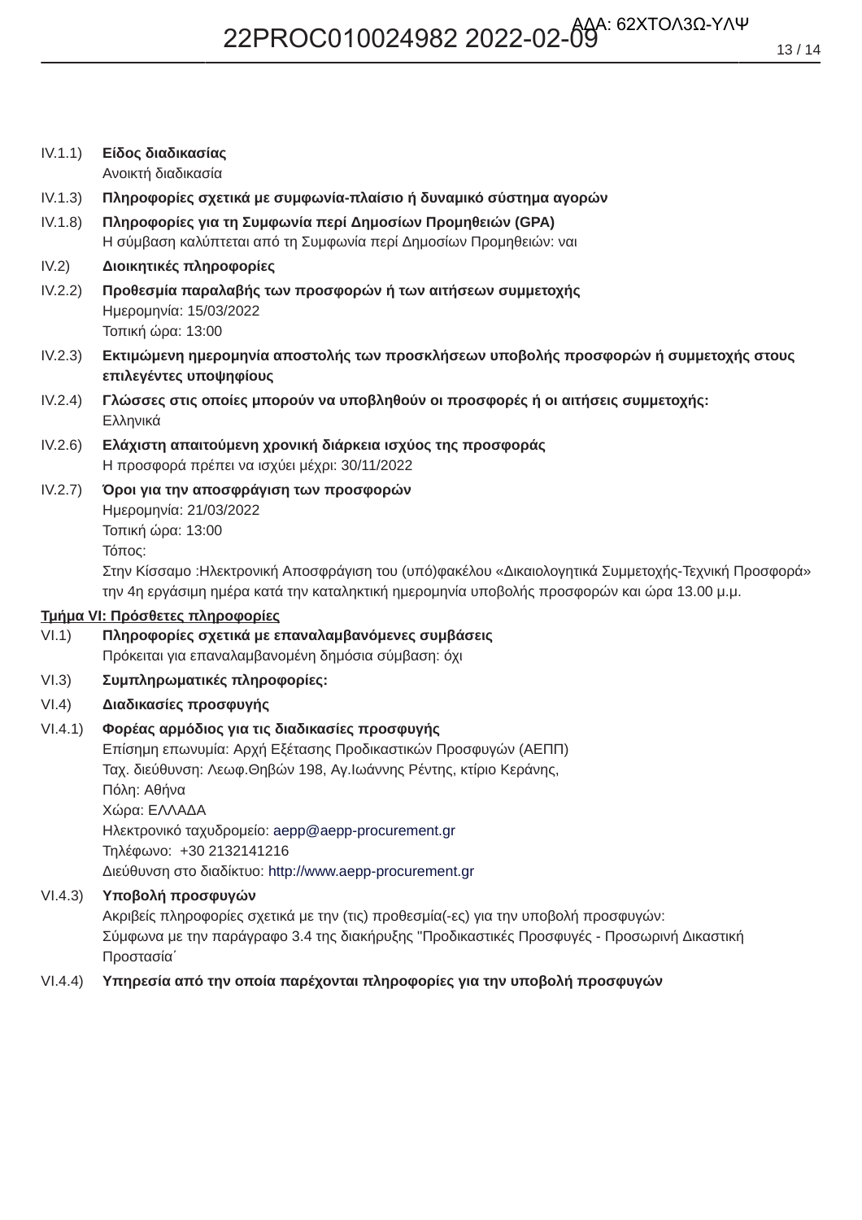IV.1.1) **Είδος διαδικασίας**
Ανοικτή διαδικασία

IV.1.3) **Πληροφορίες σχετικά με συμφωνία-πλαίσιο ή δυναμικό σύστημα αγορών**

IV.1.8) **Πληροφορίες για τη Συμφωνία περί Δημοσίων Προμηθειών (GPA)**
Η σύμβαση καλύπτεται από τη Συμφωνία περί Δημοσίων Προμηθειών: ναι

IV.2) **Διοικητικές πληροφορίες**

IV.2.2) **Προθεσμία παραλαβής των προσφορών ή των αιτήσεων συμμετοχής**
Ημερομηνία: 15/03/2022
Τοπική ώρα: 13:00

IV.2.3) **Εκτιμώμενη ημερομηνία αποστολής των προσκλήσεων υποβολής προσφορών ή συμμετοχής στους επιλεγέντες υποψηφίους**

IV.2.4) **Γλώσσες στις οποίες μπορούν να υποβληθούν οι προσφορές ή οι αιτήσεις συμμετοχής:**
Ελληνικά

IV.2.6) **Ελάχιστη απαιτούμενη χρονική διάρκεια ισχύος της προσφοράς**
Η προσφορά πρέπει να ισχύει μέχρι: 30/11/2022

IV.2.7) **Όροι για την αποσφράγιση των προσφορών**
Ημερομηνία: 21/03/2022
Τοπική ώρα: 13:00
Τόπος:
Στην Κίσσαμο :Ηλεκτρονική Αποσφράγιση του (υπό)φακέλου «Δικαιολογητικά Συμμετοχής-Τεχνική Προσφορά» την 4η εργάσιμη ημέρα κατά την καταληκτική ημερομηνία υποβολής προσφορών και ώρα 13.00 μ.μ.

## Τμήμα VI: Πρόσθετες πληροφορίες

VI.1) **Πληροφορίες σχετικά με επαναλαμβανόμενες συμβάσεις**
Πρόκειται για επαναλαμβανόμενη δημόσια σύμβαση: όχι

VI.3) **Συμπληρωματικές πληροφορίες:**

VI.4) **Διαδικασίες προσφυγής**

VI.4.1) **Φορέας αρμόδιος για τις διαδικασίες προσφυγής**
Επίσημη επωνυμία: Αρχή Εξέτασης Προδικαστικών Προσφυγών (ΑΕΠΠ)
Ταχ. διεύθυνση: Λεωφ.Θηβών 198, Αγ.Ιωάννης Ρέντης, κτίριο Κεράνης,
Πόλη: Αθήνα
Χώρα: ΕΛΛΑΔΑ
Ηλεκτρονικό ταχυδρομείο: aepp@aepp-procurement.gr
Τηλέφωνο: +30 2132141216
Διεύθυνση στο διαδίκτυο: http://www.aepp-procurement.gr

VI.4.3) **Υποβολή προσφυγών**
Ακριβείς πληροφορίες σχετικά με την (τις) προθεσμία(-ες) για την υποβολή προσφυγών:
Σύμφωνα με την παράγραφο 3.4 της διακήρυξης "Προδικαστικές Προσφυγές - Προσωρινή Δικαστική Προστασία΄

VI.4.4) **Υπηρεσία από την οποία παρέχονται πληροφορίες για την υποβολή προσφυγών**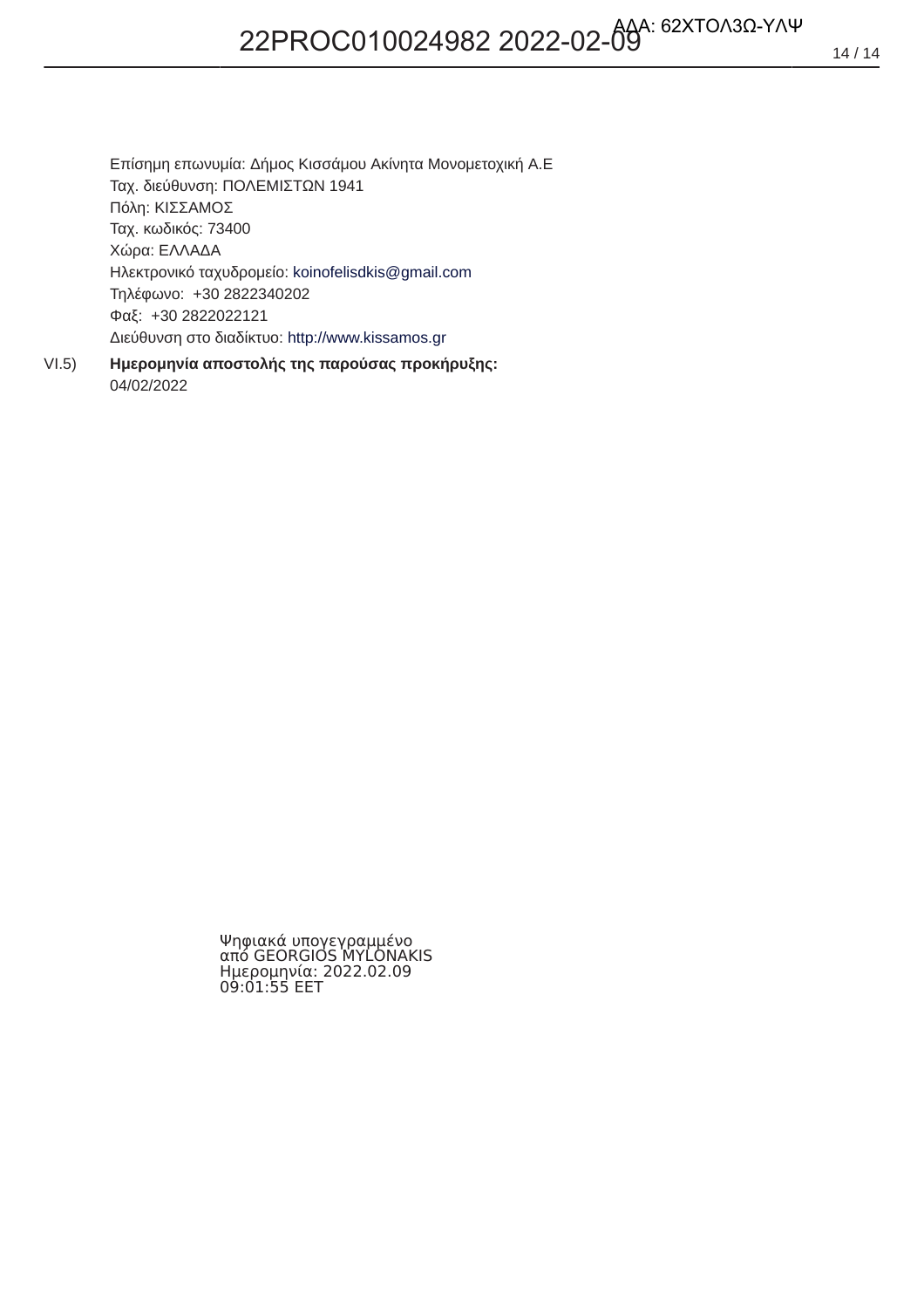Επίσημη επωνυμία: Δήμος Κισσάμου Ακίνητα Μονομετοχική Α.Ε
Ταχ. διεύθυνση: ΠΟΛΕΜΙΣΤΩΝ 1941
Πόλη: ΚΙΣΣΑΜΟΣ
Ταχ. κωδικός: 73400
Χώρα: ΕΛΛΑΔΑ
Ηλεκτρονικό ταχυδρομείο: koinofelisdkis@gmail.com
Τηλέφωνο: +30 2822340202
Φαξ: +30 2822022121
Διεύθυνση στο διαδίκτυο: http://www.kissamos.gr

VI.5) **Ημερομηνία αποστολής της παρούσας προκήρυξης:**
04/02/2022

Ψηφιακά υπογεγραμμένο
από GEORGIOS MYLONAKIS
Ημερομηνία: 2022.02.09
09:01:55 EET